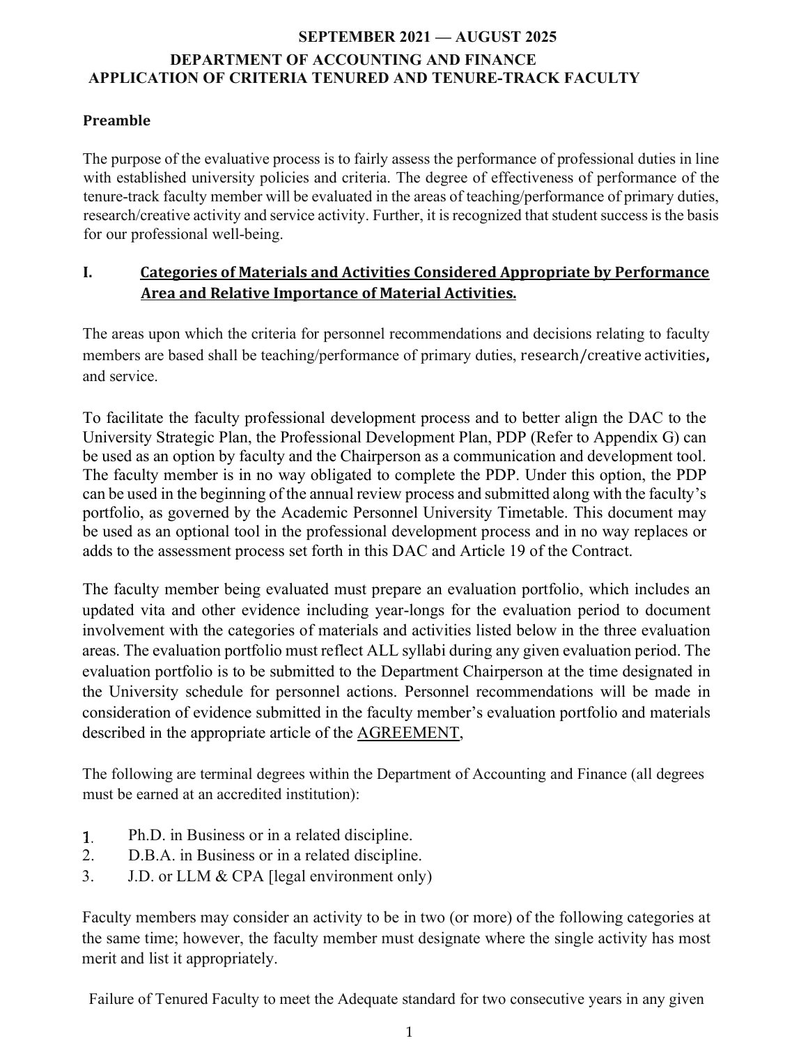**SEPTEMBER 2021 — AUGUST 2025**

**DEPARTMENT OF ACCOUNTING AND FINANCE**

**APPLICATION OF CRITERIA TENURED AND TENURE-TRACK FACULTY**

## Preamble

The purpose of the evaluative process is to fairly assess the performance of professional duties in line with established university policies and criteria. The degree of effectiveness of performance of the tenure-track faculty member will be evaluated in the areas of teaching/performance of primary duties, research/creative activity and service activity. Further, it is recognized that student success is the basis for our professional well-being.

## I. Categories of Materials and Activities Considered Appropriate by Performance Area and Relative Importance of Material Activities.

The areas upon which the criteria for personnel recommendations and decisions relating to faculty members are based shall be teaching/performance of primary duties, research/creative activities, and service.

To facilitate the faculty professional development process and to better align the DAC to the University Strategic Plan, the Professional Development Plan, PDP (Refer to Appendix G) can be used as an option by faculty and the Chairperson as a communication and development tool. The faculty member is in no way obligated to complete the PDP. Under this option, the PDP can be used in the beginning of the annual review process and submitted along with the faculty's portfolio, as governed by the Academic Personnel University Timetable. This document may be used as an optional tool in the professional development process and in no way replaces or adds to the assessment process set forth in this DAC and Article 19 of the Contract.

The faculty member being evaluated must prepare an evaluation portfolio, which includes an updated vita and other evidence including year-longs for the evaluation period to document involvement with the categories of materials and activities listed below in the three evaluation areas. The evaluation portfolio must reflect ALL syllabi during any given evaluation period. The evaluation portfolio is to be submitted to the Department Chairperson at the time designated in the University schedule for personnel actions. Personnel recommendations will be made in consideration of evidence submitted in the faculty member's evaluation portfolio and materials described in the appropriate article of the AGREEMENT,

The following are terminal degrees within the Department of Accounting and Finance (all degrees must be earned at an accredited institution):

1. Ph.D. in Business or in a related discipline.
2. D.B.A. in Business or in a related discipline.
3. J.D. or LLM & CPA [legal environment only)

Faculty members may consider an activity to be in two (or more) of the following categories at the same time; however, the faculty member must designate where the single activity has most merit and list it appropriately.

Failure of Tenured Faculty to meet the Adequate standard for two consecutive years in any given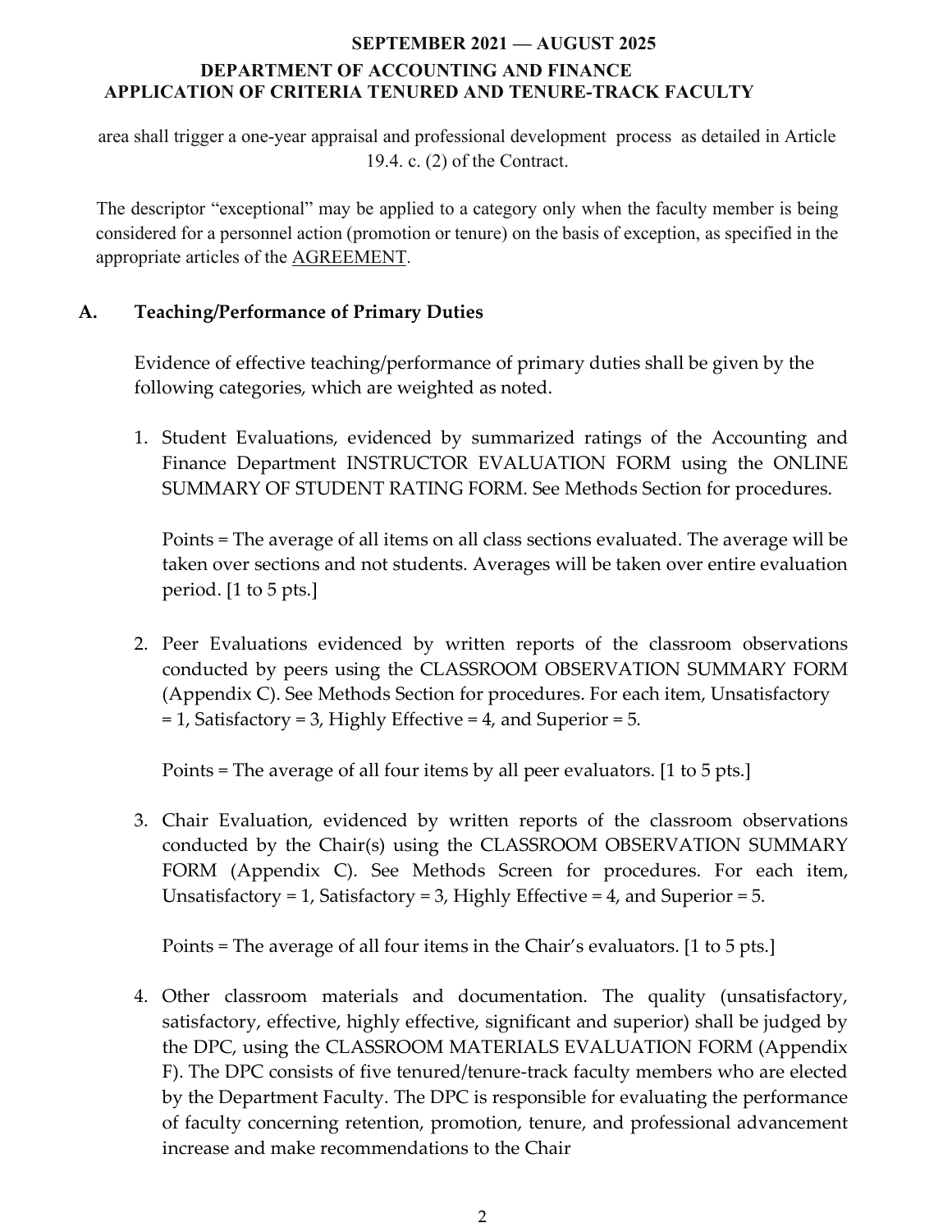area shall trigger a one-year appraisal and professional development process as detailed in Article 19.4. c. (2) of the Contract.

The descriptor "exceptional" may be applied to a category only when the faculty member is being considered for a personnel action (promotion or tenure) on the basis of exception, as specified in the appropriate articles of the AGREEMENT.

## A. Teaching/Performance of Primary Duties

Evidence of effective teaching/performance of primary duties shall be given by the following categories, which are weighted as noted.

1. Student Evaluations, evidenced by summarized ratings of the Accounting and Finance Department INSTRUCTOR EVALUATION FORM using the ONLINE SUMMARY OF STUDENT RATING FORM. See Methods Section for procedures.

   Points = The average of all items on all class sections evaluated. The average will be taken over sections and not students. Averages will be taken over entire evaluation period. [1 to 5 pts.]

2. Peer Evaluations evidenced by written reports of the classroom observations conducted by peers using the CLASSROOM OBSERVATION SUMMARY FORM (Appendix C). See Methods Section for procedures. For each item, Unsatisfactory = 1, Satisfactory = 3, Highly Effective = 4, and Superior = 5.

   Points = The average of all four items by all peer evaluators. [1 to 5 pts.]

3. Chair Evaluation, evidenced by written reports of the classroom observations conducted by the Chair(s) using the CLASSROOM OBSERVATION SUMMARY FORM (Appendix C). See Methods Screen for procedures. For each item, Unsatisfactory = 1, Satisfactory = 3, Highly Effective = 4, and Superior = 5.

   Points = The average of all four items in the Chair's evaluators. [1 to 5 pts.]

4. Other classroom materials and documentation. The quality (unsatisfactory, satisfactory, effective, highly effective, significant and superior) shall be judged by the DPC, using the CLASSROOM MATERIALS EVALUATION FORM (Appendix F). The DPC consists of five tenured/tenure-track faculty members who are elected by the Department Faculty. The DPC is responsible for evaluating the performance of faculty concerning retention, promotion, tenure, and professional advancement increase and make recommendations to the Chair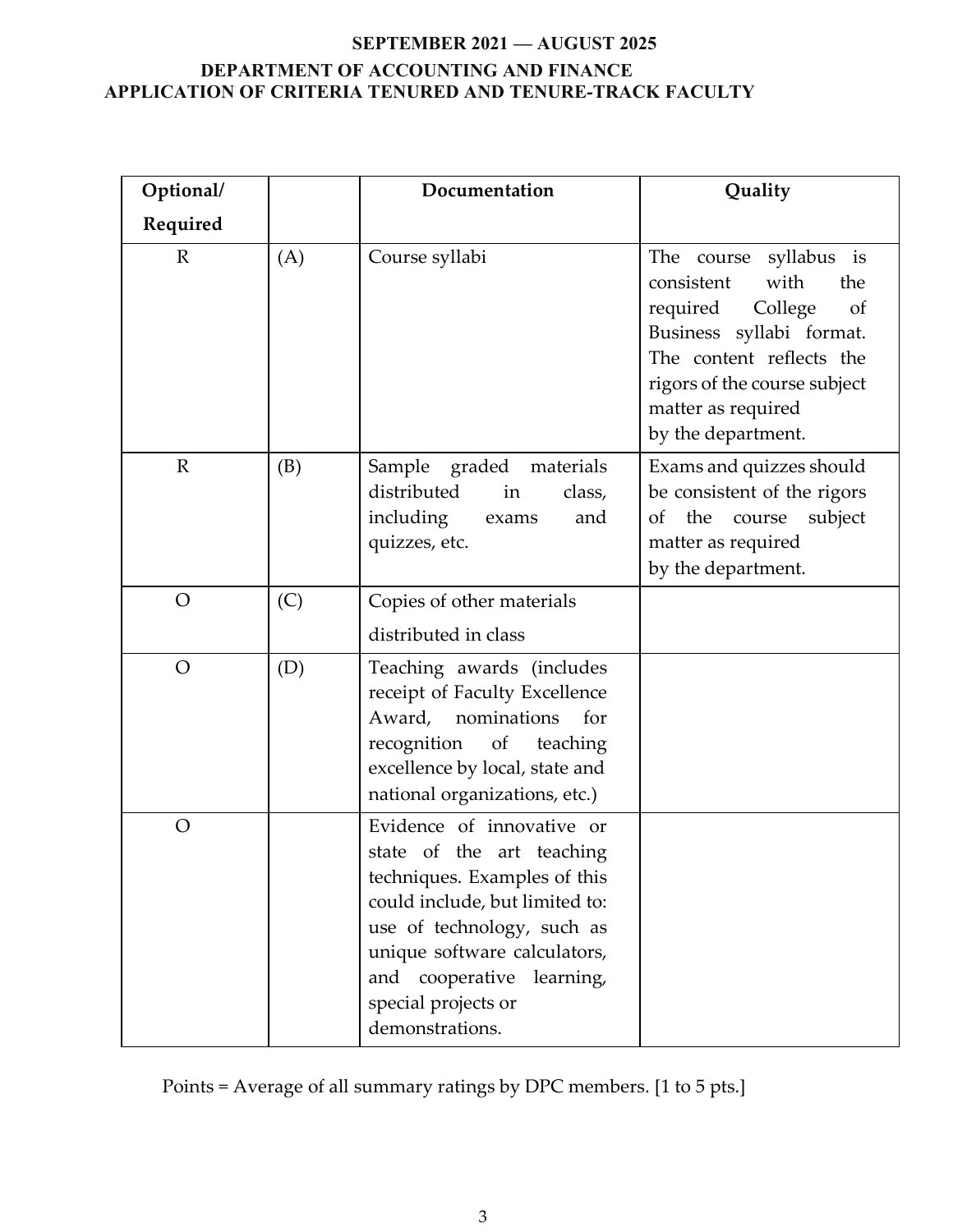**SEPTEMBER 2021 — AUGUST 2025**

**DEPARTMENT OF ACCOUNTING AND FINANCE**

**APPLICATION OF CRITERIA TENURED AND TENURE-TRACK FACULTY**

| Optional/ Required | | Documentation | Quality |
|---|---|---|---|
| R | (A) | Course syllabi | The course syllabus is consistent with the required College of Business syllabi format. The content reflects the rigors of the course subject matter as required by the department. |
| R | (B) | Sample graded materials distributed in class, including exams and quizzes, etc. | Exams and quizzes should be consistent of the rigors of the course subject matter as required by the department. |
| O | (C) | Copies of other materials distributed in class | |
| O | (D) | Teaching awards (includes receipt of Faculty Excellence Award, nominations for recognition of teaching excellence by local, state and national organizations, etc.) | |
| O | | Evidence of innovative or state of the art teaching techniques. Examples of this could include, but limited to: use of technology, such as unique software calculators, and cooperative learning, special projects or demonstrations. | |

Points = Average of all summary ratings by DPC members. [1 to 5 pts.]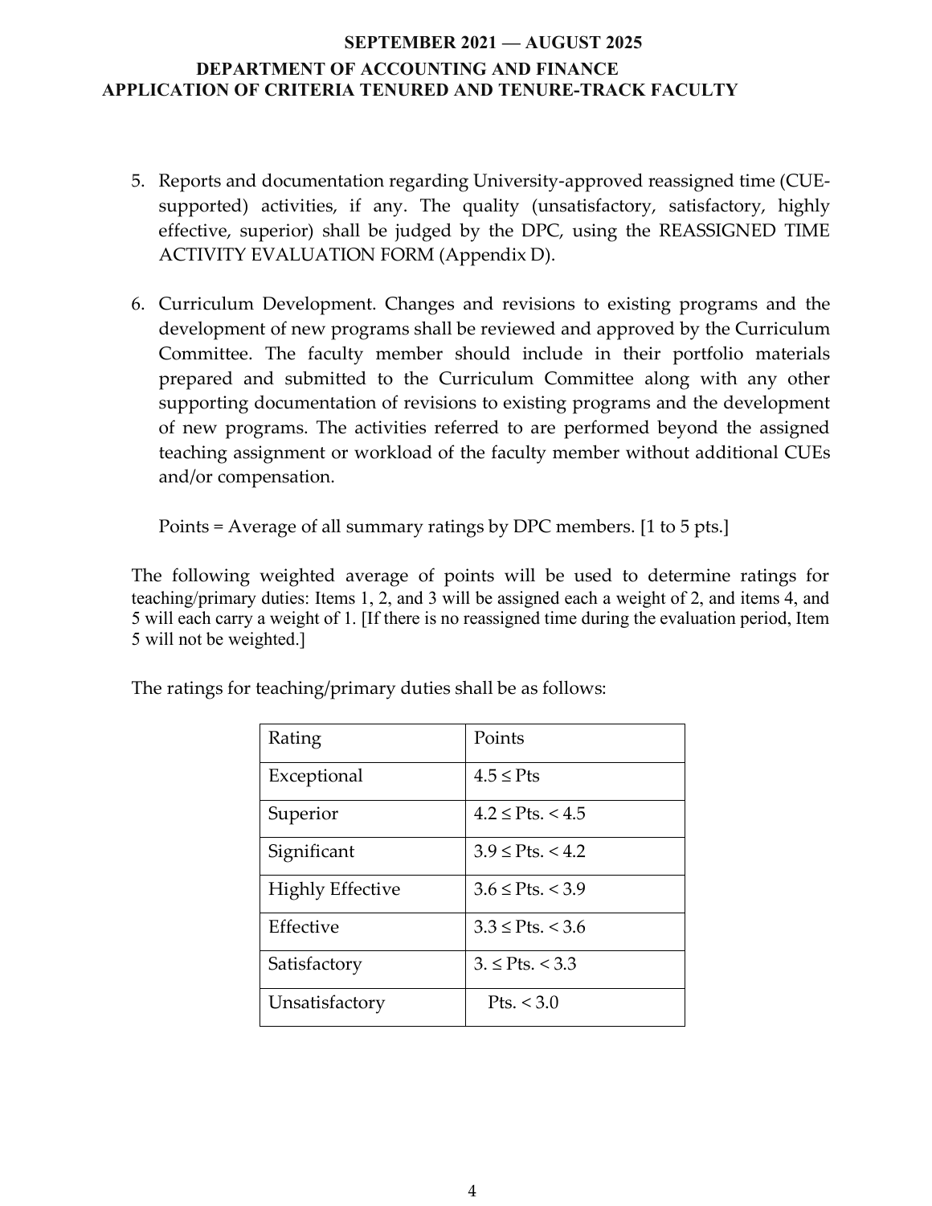5. Reports and documentation regarding University-approved reassigned time (CUE-supported) activities, if any. The quality (unsatisfactory, satisfactory, highly effective, superior) shall be judged by the DPC, using the REASSIGNED TIME ACTIVITY EVALUATION FORM (Appendix D).

6. Curriculum Development. Changes and revisions to existing programs and the development of new programs shall be reviewed and approved by the Curriculum Committee. The faculty member should include in their portfolio materials prepared and submitted to the Curriculum Committee along with any other supporting documentation of revisions to existing programs and the development of new programs. The activities referred to are performed beyond the assigned teaching assignment or workload of the faculty member without additional CUEs and/or compensation.

   Points = Average of all summary ratings by DPC members. [1 to 5 pts.]

The following weighted average of points will be used to determine ratings for teaching/primary duties: Items 1, 2, and 3 will be assigned each a weight of 2, and items 4, and 5 will each carry a weight of 1. [If there is no reassigned time during the evaluation period, Item 5 will not be weighted.]

The ratings for teaching/primary duties shall be as follows:

| Rating | Points |
|---|---|
| Exceptional | 4.5 ≤ Pts |
| Superior | 4.2 ≤ Pts. < 4.5 |
| Significant | 3.9 ≤ Pts. < 4.2 |
| Highly Effective | 3.6 ≤ Pts. < 3.9 |
| Effective | 3.3 ≤ Pts. < 3.6 |
| Satisfactory | 3. ≤ Pts. < 3.3 |
| Unsatisfactory | Pts. < 3.0 |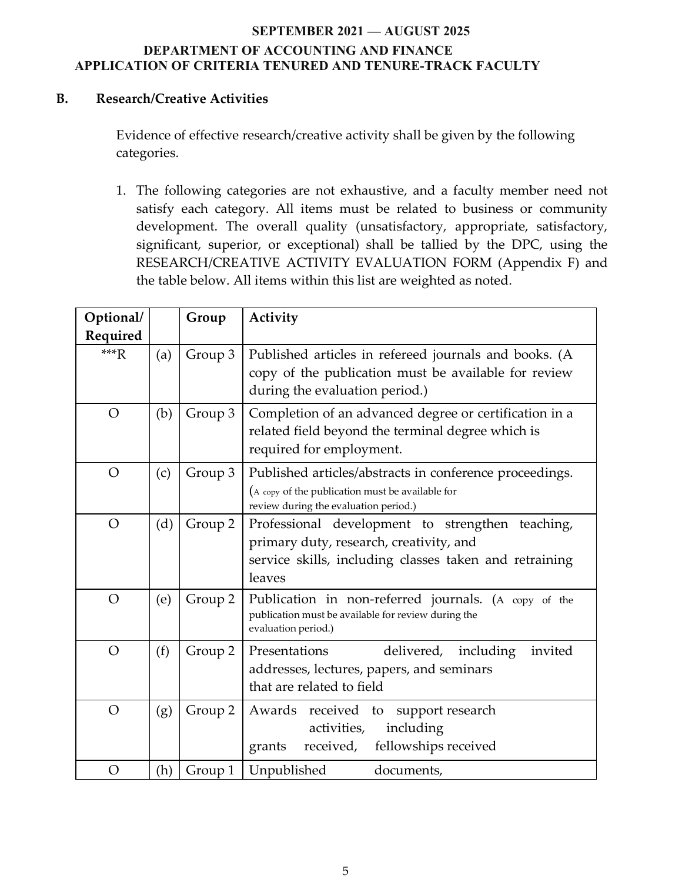**SEPTEMBER 2021 — AUGUST 2025**

**DEPARTMENT OF ACCOUNTING AND FINANCE**

**APPLICATION OF CRITERIA TENURED AND TENURE-TRACK FACULTY**

## B. Research/Creative Activities

Evidence of effective research/creative activity shall be given by the following categories.

1. The following categories are not exhaustive, and a faculty member need not satisfy each category. All items must be related to business or community development. The overall quality (unsatisfactory, appropriate, satisfactory, significant, superior, or exceptional) shall be tallied by the DPC, using the RESEARCH/CREATIVE ACTIVITY EVALUATION FORM (Appendix F) and the table below. All items within this list are weighted as noted.

| Optional/ Required | | Group | Activity |
|---|---|---|---|
| ***R | (a) | Group 3 | Published articles in refereed journals and books. (A copy of the publication must be available for review during the evaluation period.) |
| O | (b) | Group 3 | Completion of an advanced degree or certification in a related field beyond the terminal degree which is required for employment. |
| O | (c) | Group 3 | Published articles/abstracts in conference proceedings. (A copy of the publication must be available for review during the evaluation period.) |
| O | (d) | Group 2 | Professional development to strengthen teaching, primary duty, research, creativity, and service skills, including classes taken and retraining leaves |
| O | (e) | Group 2 | Publication in non-referred journals. (A copy of the publication must be available for review during the evaluation period.) |
| O | (f) | Group 2 | Presentations delivered, including invited addresses, lectures, papers, and seminars that are related to field |
| O | (g) | Group 2 | Awards received to support research activities, including grants received, fellowships received |
| O | (h) | Group 1 | Unpublished documents, |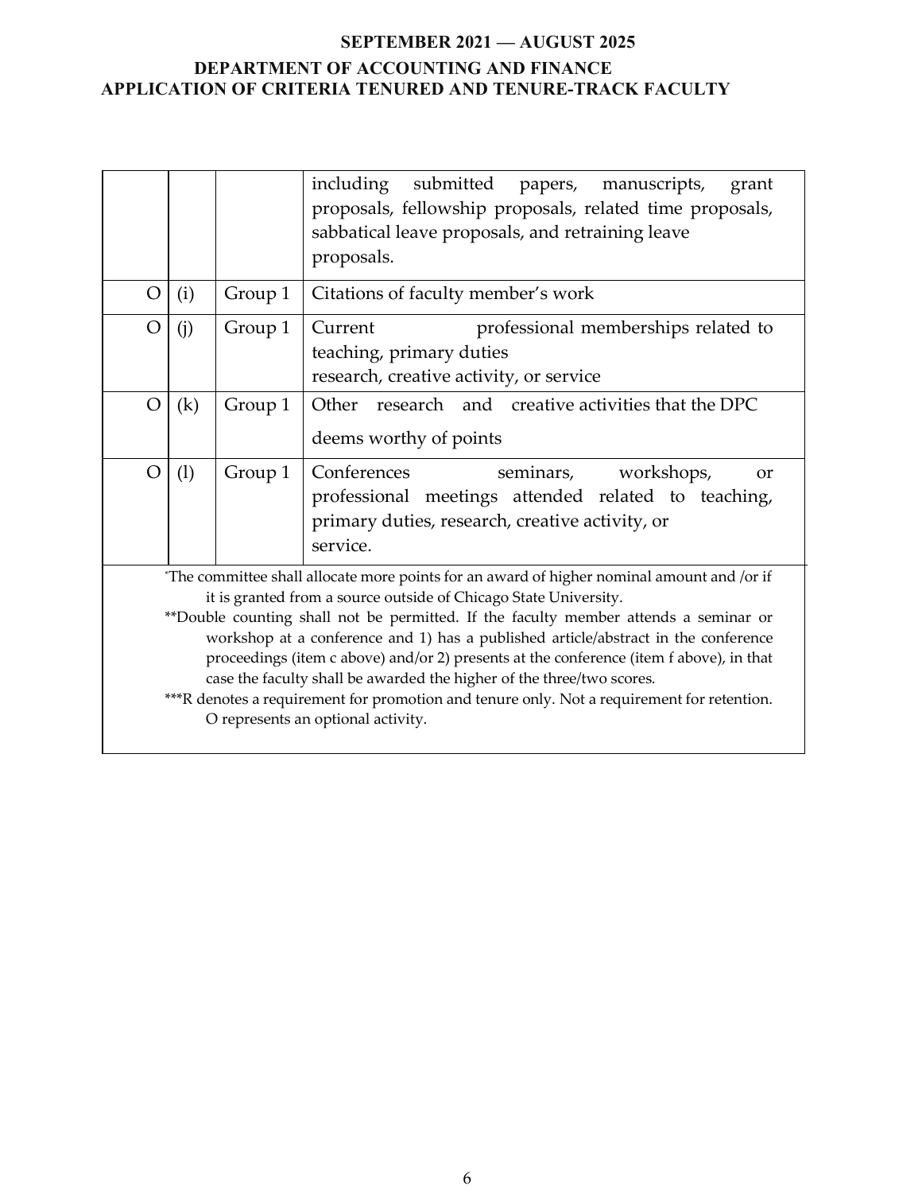| | | | |
|---|---|---|---|
| | | | including submitted papers, manuscripts, grant proposals, fellowship proposals, related time proposals, sabbatical leave proposals, and retraining leave proposals. |
| O | (i) | Group 1 | Citations of faculty member's work |
| O | (j) | Group 1 | Current professional memberships related to teaching, primary duties research, creative activity, or service |
| O | (k) | Group 1 | Other research and creative activities that the DPC deems worthy of points |
| O | (l) | Group 1 | Conferences seminars, workshops, or professional meetings attended related to teaching, primary duties, research, creative activity, or service. |

*The committee shall allocate more points for an award of higher nominal amount and /or if it is granted from a source outside of Chicago State University.

**Double counting shall not be permitted. If the faculty member attends a seminar or workshop at a conference and 1) has a published article/abstract in the conference proceedings (item c above) and/or 2) presents at the conference (item f above), in that case the faculty shall be awarded the higher of the three/two scores.

***R denotes a requirement for promotion and tenure only. Not a requirement for retention. O represents an optional activity.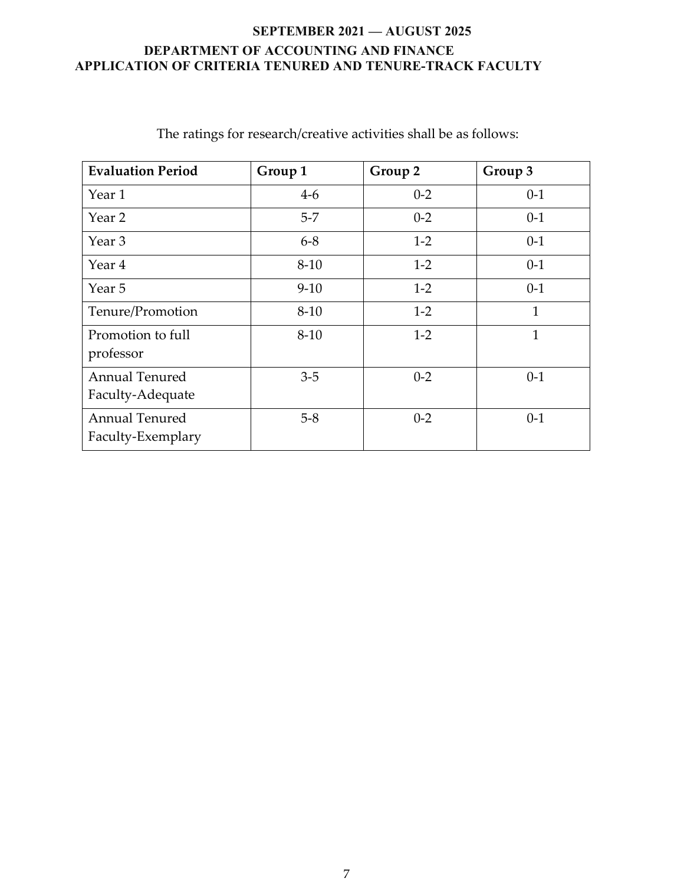The ratings for research/creative activities shall be as follows:

| Evaluation Period | Group 1 | Group 2 | Group 3 |
|---|---|---|---|
| Year 1 | 4-6 | 0-2 | 0-1 |
| Year 2 | 5-7 | 0-2 | 0-1 |
| Year 3 | 6-8 | 1-2 | 0-1 |
| Year 4 | 8-10 | 1-2 | 0-1 |
| Year 5 | 9-10 | 1-2 | 0-1 |
| Tenure/Promotion | 8-10 | 1-2 | 1 |
| Promotion to full professor | 8-10 | 1-2 | 1 |
| Annual Tenured Faculty-Adequate | 3-5 | 0-2 | 0-1 |
| Annual Tenured Faculty-Exemplary | 5-8 | 0-2 | 0-1 |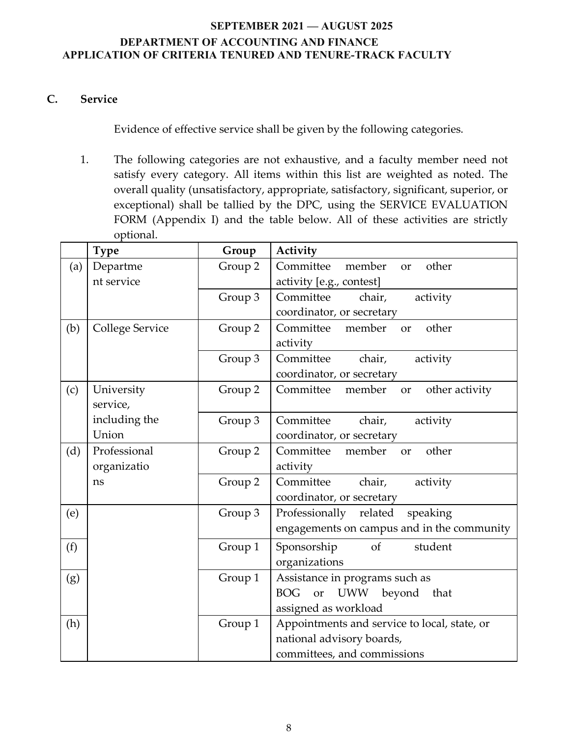**SEPTEMBER 2021 — AUGUST 2025**
**DEPARTMENT OF ACCOUNTING AND FINANCE**
**APPLICATION OF CRITERIA TENURED AND TENURE-TRACK FACULTY**

## C. Service

Evidence of effective service shall be given by the following categories.

1. The following categories are not exhaustive, and a faculty member need not satisfy every category. All items within this list are weighted as noted. The overall quality (unsatisfactory, appropriate, satisfactory, significant, superior, or exceptional) shall be tallied by the DPC, using the SERVICE EVALUATION FORM (Appendix I) and the table below. All of these activities are strictly optional.

| | Type | Group | Activity |
|---|---|---|---|
| (a) | Department service | Group 2 | Committee member or other activity [e.g., contest] |
| | | Group 3 | Committee chair, activity coordinator, or secretary |
| (b) | College Service | Group 2 | Committee member or other activity |
| | | Group 3 | Committee chair, activity coordinator, or secretary |
| (c) | University service, including the Union | Group 2 | Committee member or other activity |
| | | Group 3 | Committee chair, activity coordinator, or secretary |
| (d) | Professional organizations | Group 2 | Committee member or other activity |
| | | Group 2 | Committee chair, activity coordinator, or secretary |
| (e) | | Group 3 | Professionally related speaking engagements on campus and in the community |
| (f) | | Group 1 | Sponsorship of student organizations |
| (g) | | Group 1 | Assistance in programs such as BOG or UWW beyond that assigned as workload |
| (h) | | Group 1 | Appointments and service to local, state, or national advisory boards, committees, and commissions |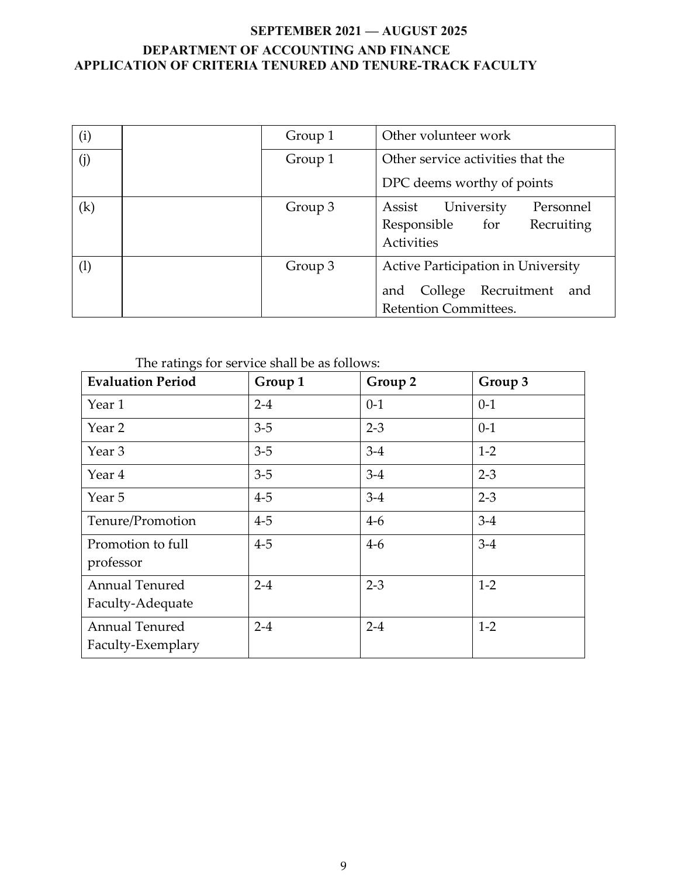**SEPTEMBER 2021 — AUGUST 2025**
**DEPARTMENT OF ACCOUNTING AND FINANCE**
**APPLICATION OF CRITERIA TENURED AND TENURE-TRACK FACULTY**

| | | | |
|---|---|---|---|
| (i) | | Group 1 | Other volunteer work |
| (j) | | Group 1 | Other service activities that the DPC deems worthy of points |
| (k) | | Group 3 | Assist University Personnel Responsible for Recruiting Activities |
| (l) | | Group 3 | Active Participation in University and College Recruitment and Retention Committees. |

The ratings for service shall be as follows:

| Evaluation Period | Group 1 | Group 2 | Group 3 |
|---|---|---|---|
| Year 1 | 2-4 | 0-1 | 0-1 |
| Year 2 | 3-5 | 2-3 | 0-1 |
| Year 3 | 3-5 | 3-4 | 1-2 |
| Year 4 | 3-5 | 3-4 | 2-3 |
| Year 5 | 4-5 | 3-4 | 2-3 |
| Tenure/Promotion | 4-5 | 4-6 | 3-4 |
| Promotion to full professor | 4-5 | 4-6 | 3-4 |
| Annual Tenured Faculty-Adequate | 2-4 | 2-3 | 1-2 |
| Annual Tenured Faculty-Exemplary | 2-4 | 2-4 | 1-2 |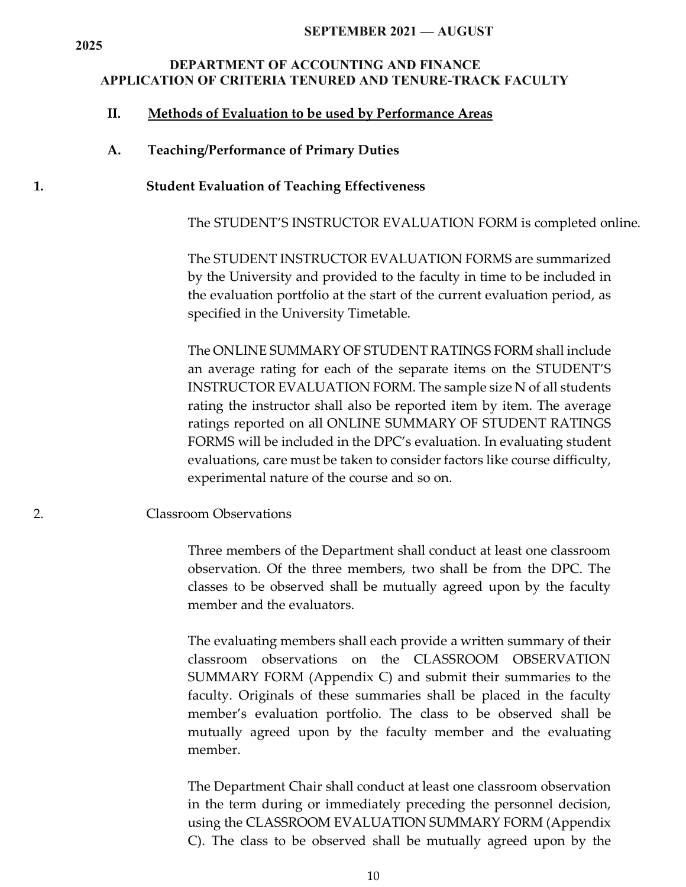**SEPTEMBER 2021 — AUGUST 2025**

**DEPARTMENT OF ACCOUNTING AND FINANCE**
**APPLICATION OF CRITERIA TENURED AND TENURE-TRACK FACULTY**

## II. Methods of Evaluation to be used by Performance Areas

### A. Teaching/Performance of Primary Duties

#### 1. Student Evaluation of Teaching Effectiveness

The STUDENT'S INSTRUCTOR EVALUATION FORM is completed online.

The STUDENT INSTRUCTOR EVALUATION FORMS are summarized by the University and provided to the faculty in time to be included in the evaluation portfolio at the start of the current evaluation period, as specified in the University Timetable.

The ONLINE SUMMARY OF STUDENT RATINGS FORM shall include an average rating for each of the separate items on the STUDENT'S INSTRUCTOR EVALUATION FORM. The sample size N of all students rating the instructor shall also be reported item by item. The average ratings reported on all ONLINE SUMMARY OF STUDENT RATINGS FORMS will be included in the DPC's evaluation. In evaluating student evaluations, care must be taken to consider factors like course difficulty, experimental nature of the course and so on.

#### 2. Classroom Observations

Three members of the Department shall conduct at least one classroom observation. Of the three members, two shall be from the DPC. The classes to be observed shall be mutually agreed upon by the faculty member and the evaluators.

The evaluating members shall each provide a written summary of their classroom observations on the CLASSROOM OBSERVATION SUMMARY FORM (Appendix C) and submit their summaries to the faculty. Originals of these summaries shall be placed in the faculty member's evaluation portfolio. The class to be observed shall be mutually agreed upon by the faculty member and the evaluating member.

The Department Chair shall conduct at least one classroom observation in the term during or immediately preceding the personnel decision, using the CLASSROOM EVALUATION SUMMARY FORM (Appendix C). The class to be observed shall be mutually agreed upon by the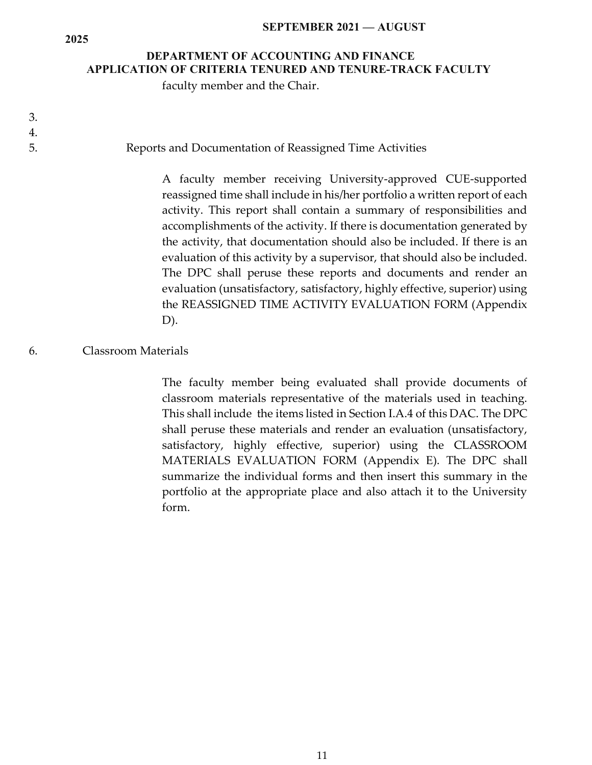faculty member and the Chair.

3.

4.

5. Reports and Documentation of Reassigned Time Activities

A faculty member receiving University-approved CUE-supported reassigned time shall include in his/her portfolio a written report of each activity. This report shall contain a summary of responsibilities and accomplishments of the activity. If there is documentation generated by the activity, that documentation should also be included. If there is an evaluation of this activity by a supervisor, that should also be included. The DPC shall peruse these reports and documents and render an evaluation (unsatisfactory, satisfactory, highly effective, superior) using the REASSIGNED TIME ACTIVITY EVALUATION FORM (Appendix D).

6. Classroom Materials

The faculty member being evaluated shall provide documents of classroom materials representative of the materials used in teaching. This shall include the items listed in Section I.A.4 of this DAC. The DPC shall peruse these materials and render an evaluation (unsatisfactory, satisfactory, highly effective, superior) using the CLASSROOM MATERIALS EVALUATION FORM (Appendix E). The DPC shall summarize the individual forms and then insert this summary in the portfolio at the appropriate place and also attach it to the University form.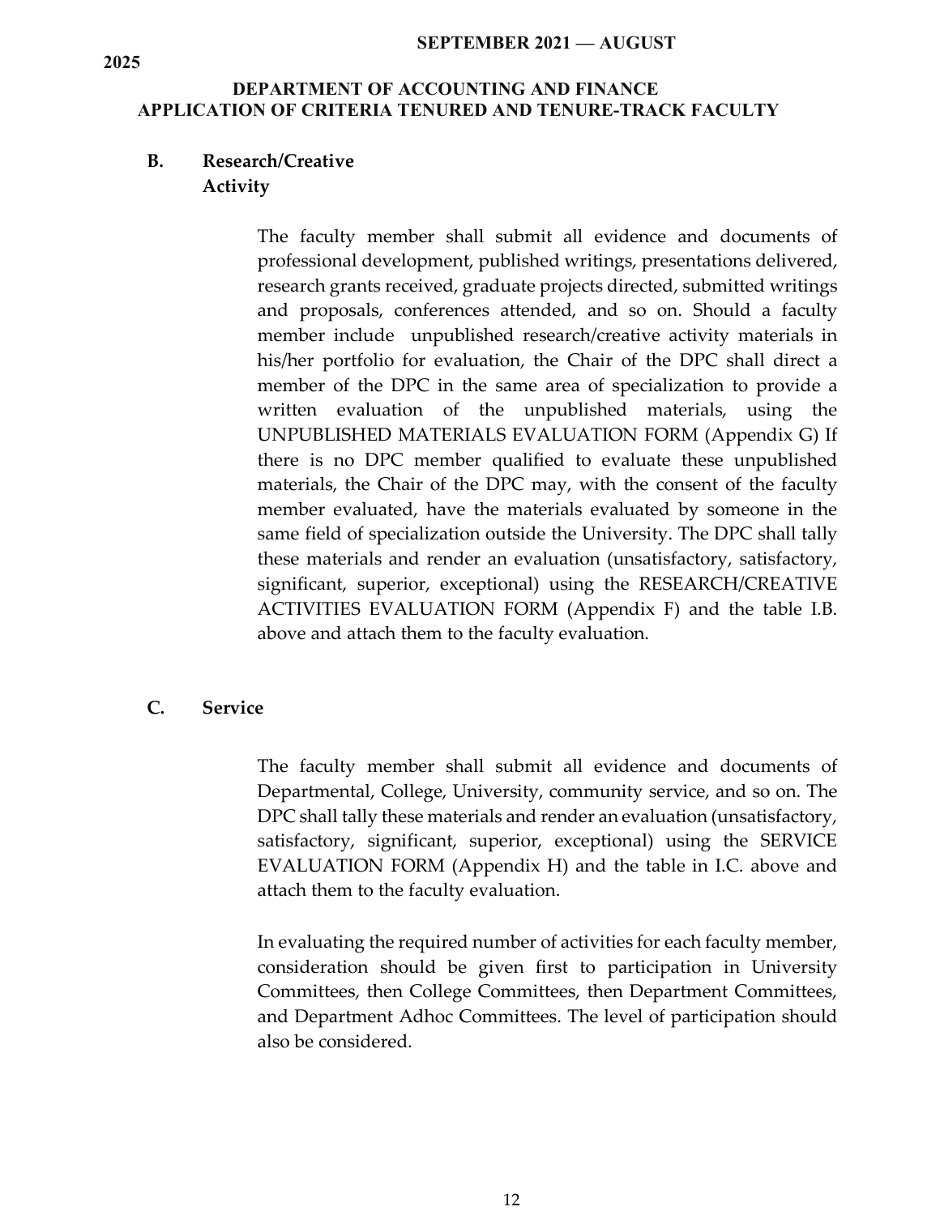## B. Research/Creative Activity

The faculty member shall submit all evidence and documents of professional development, published writings, presentations delivered, research grants received, graduate projects directed, submitted writings and proposals, conferences attended, and so on. Should a faculty member include unpublished research/creative activity materials in his/her portfolio for evaluation, the Chair of the DPC shall direct a member of the DPC in the same area of specialization to provide a written evaluation of the unpublished materials, using the UNPUBLISHED MATERIALS EVALUATION FORM (Appendix G) If there is no DPC member qualified to evaluate these unpublished materials, the Chair of the DPC may, with the consent of the faculty member evaluated, have the materials evaluated by someone in the same field of specialization outside the University. The DPC shall tally these materials and render an evaluation (unsatisfactory, satisfactory, significant, superior, exceptional) using the RESEARCH/CREATIVE ACTIVITIES EVALUATION FORM (Appendix F) and the table I.B. above and attach them to the faculty evaluation.

## C. Service

The faculty member shall submit all evidence and documents of Departmental, College, University, community service, and so on. The DPC shall tally these materials and render an evaluation (unsatisfactory, satisfactory, significant, superior, exceptional) using the SERVICE EVALUATION FORM (Appendix H) and the table in I.C. above and attach them to the faculty evaluation.

In evaluating the required number of activities for each faculty member, consideration should be given first to participation in University Committees, then College Committees, then Department Committees, and Department Adhoc Committees. The level of participation should also be considered.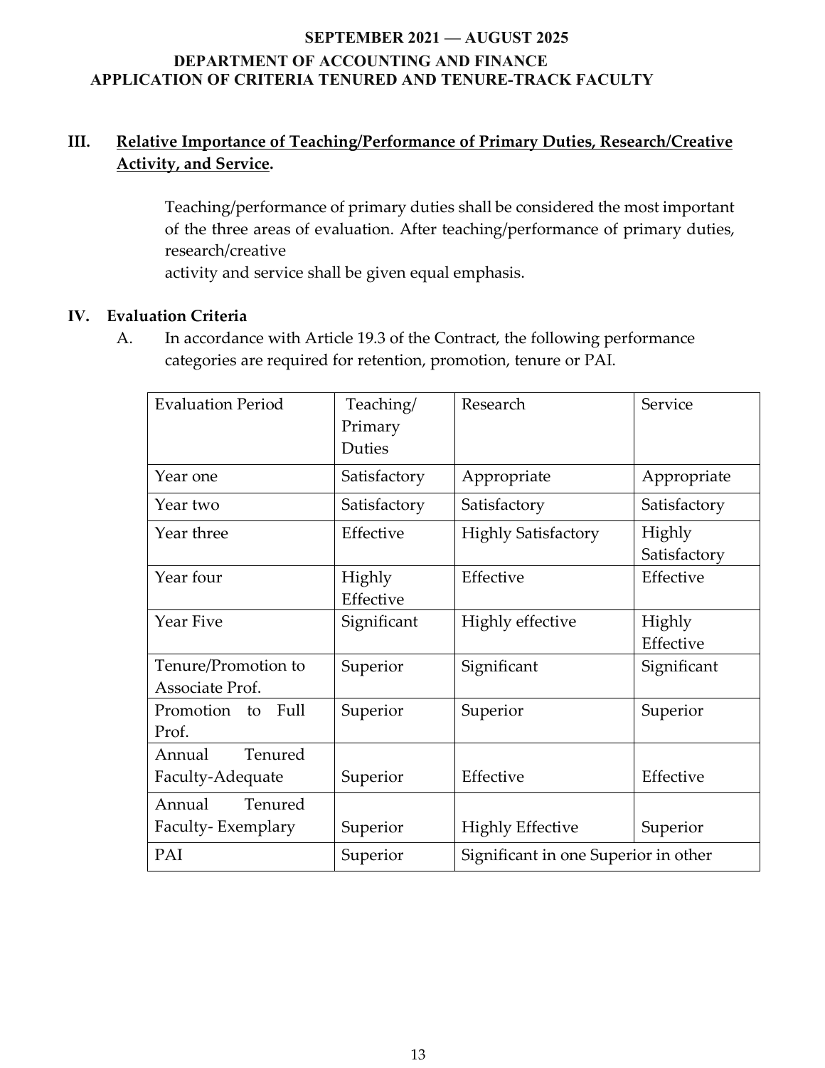**SEPTEMBER 2021 — AUGUST 2025**
**DEPARTMENT OF ACCOUNTING AND FINANCE**
**APPLICATION OF CRITERIA TENURED AND TENURE-TRACK FACULTY**

## III. Relative Importance of Teaching/Performance of Primary Duties, Research/Creative Activity, and Service.

Teaching/performance of primary duties shall be considered the most important of the three areas of evaluation. After teaching/performance of primary duties, research/creative activity and service shall be given equal emphasis.

## IV. Evaluation Criteria

A. In accordance with Article 19.3 of the Contract, the following performance categories are required for retention, promotion, tenure or PAI.

| Evaluation Period | Teaching/ Primary Duties | Research | Service |
|---|---|---|---|
| Year one | Satisfactory | Appropriate | Appropriate |
| Year two | Satisfactory | Satisfactory | Satisfactory |
| Year three | Effective | Highly Satisfactory | Highly Satisfactory |
| Year four | Highly Effective | Effective | Effective |
| Year Five | Significant | Highly effective | Highly Effective |
| Tenure/Promotion to Associate Prof. | Superior | Significant | Significant |
| Promotion to Full Prof. | Superior | Superior | Superior |
| Annual Tenured Faculty-Adequate | Superior | Effective | Effective |
| Annual Tenured Faculty- Exemplary | Superior | Highly Effective | Superior |
| PAI | Superior | Significant in one Superior in other | |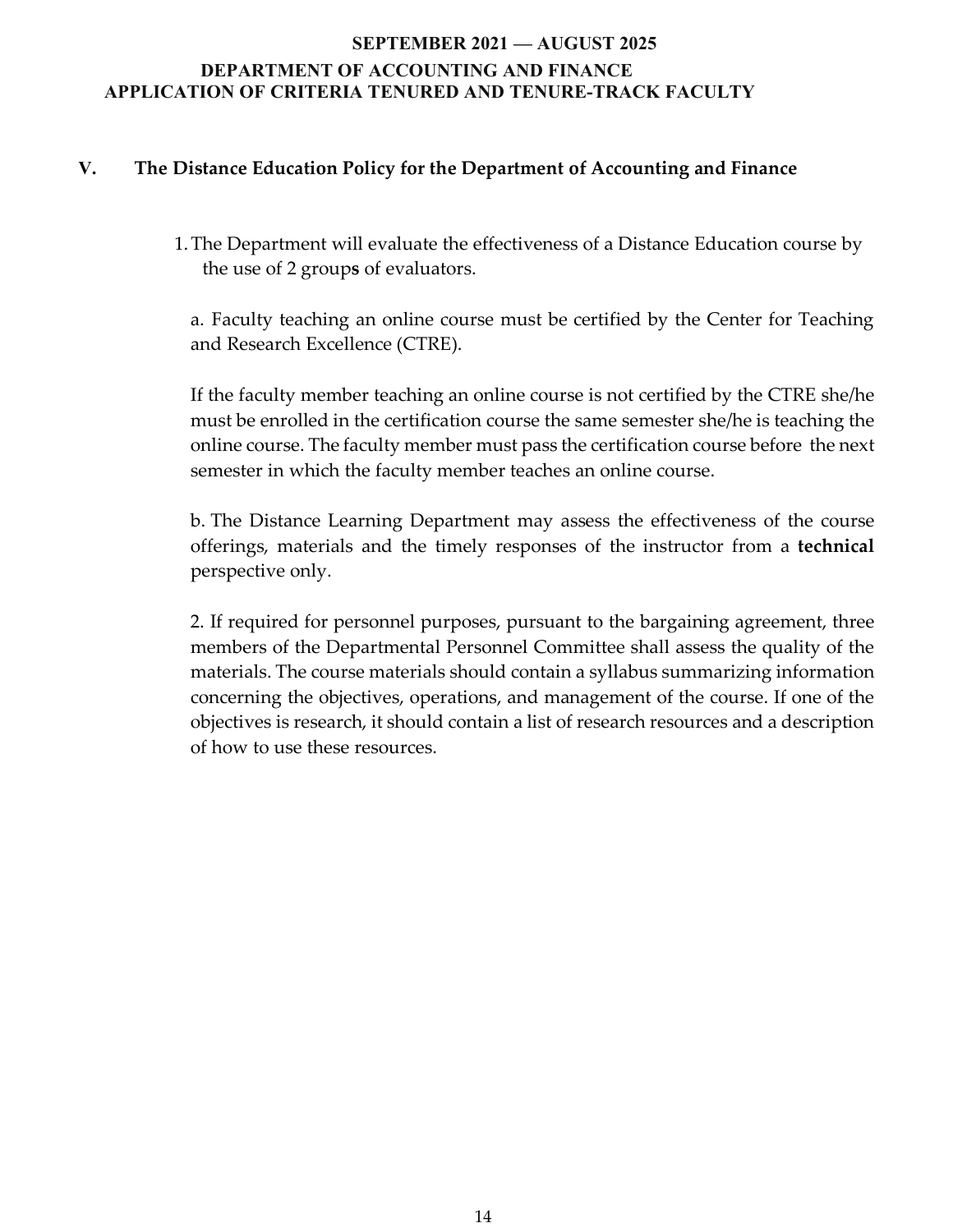## V. The Distance Education Policy for the Department of Accounting and Finance

1. The Department will evaluate the effectiveness of a Distance Education course by the use of 2 group**s** of evaluators.

   a. Faculty teaching an online course must be certified by the Center for Teaching and Research Excellence (CTRE).

   If the faculty member teaching an online course is not certified by the CTRE she/he must be enrolled in the certification course the same semester she/he is teaching the online course. The faculty member must pass the certification course before the next semester in which the faculty member teaches an online course.

   b. The Distance Learning Department may assess the effectiveness of the course offerings, materials and the timely responses of the instructor from a **technical** perspective only.

2. If required for personnel purposes, pursuant to the bargaining agreement, three members of the Departmental Personnel Committee shall assess the quality of the materials. The course materials should contain a syllabus summarizing information concerning the objectives, operations, and management of the course. If one of the objectives is research, it should contain a list of research resources and a description of how to use these resources.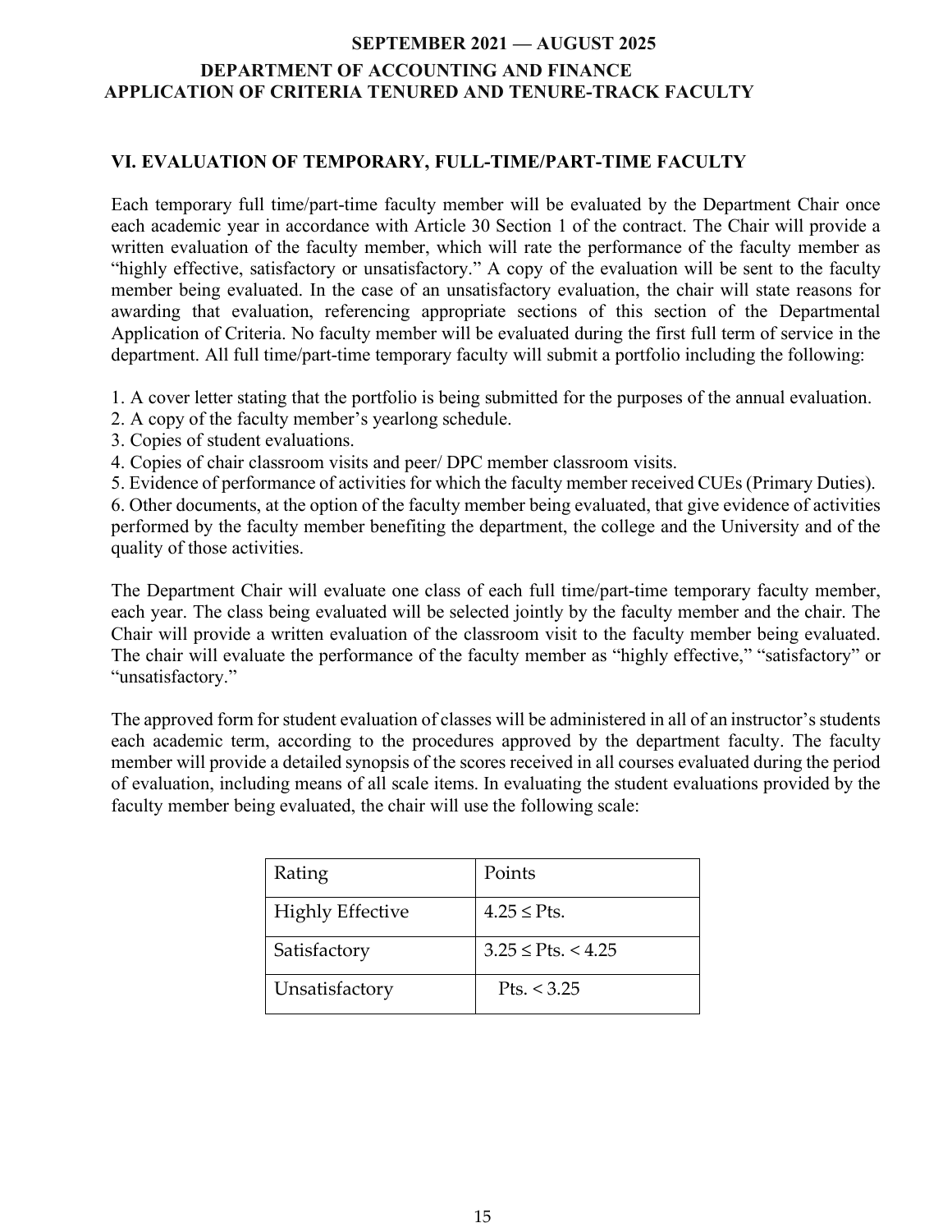## VI. EVALUATION OF TEMPORARY, FULL-TIME/PART-TIME FACULTY

Each temporary full time/part-time faculty member will be evaluated by the Department Chair once each academic year in accordance with Article 30 Section 1 of the contract. The Chair will provide a written evaluation of the faculty member, which will rate the performance of the faculty member as "highly effective, satisfactory or unsatisfactory." A copy of the evaluation will be sent to the faculty member being evaluated. In the case of an unsatisfactory evaluation, the chair will state reasons for awarding that evaluation, referencing appropriate sections of this section of the Departmental Application of Criteria. No faculty member will be evaluated during the first full term of service in the department. All full time/part-time temporary faculty will submit a portfolio including the following:

1. A cover letter stating that the portfolio is being submitted for the purposes of the annual evaluation.
2. A copy of the faculty member's yearlong schedule.
3. Copies of student evaluations.
4. Copies of chair classroom visits and peer/ DPC member classroom visits.
5. Evidence of performance of activities for which the faculty member received CUEs (Primary Duties).
6. Other documents, at the option of the faculty member being evaluated, that give evidence of activities performed by the faculty member benefiting the department, the college and the University and of the quality of those activities.

The Department Chair will evaluate one class of each full time/part-time temporary faculty member, each year. The class being evaluated will be selected jointly by the faculty member and the chair. The Chair will provide a written evaluation of the classroom visit to the faculty member being evaluated. The chair will evaluate the performance of the faculty member as "highly effective," "satisfactory" or "unsatisfactory."

The approved form for student evaluation of classes will be administered in all of an instructor's students each academic term, according to the procedures approved by the department faculty. The faculty member will provide a detailed synopsis of the scores received in all courses evaluated during the period of evaluation, including means of all scale items. In evaluating the student evaluations provided by the faculty member being evaluated, the chair will use the following scale:

| Rating | Points |
|---|---|
| Highly Effective | 4.25 ≤ Pts. |
| Satisfactory | 3.25 ≤ Pts. < 4.25 |
| Unsatisfactory | Pts. < 3.25 |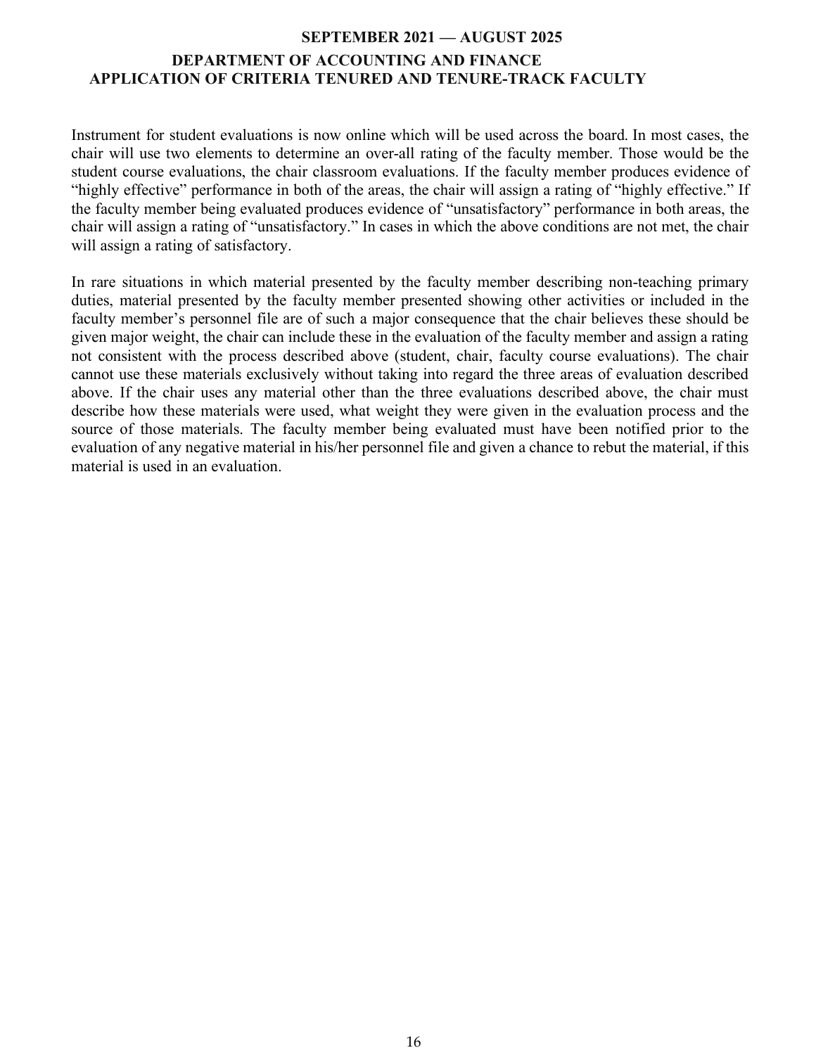Instrument for student evaluations is now online which will be used across the board. In most cases, the chair will use two elements to determine an over-all rating of the faculty member. Those would be the student course evaluations, the chair classroom evaluations. If the faculty member produces evidence of "highly effective" performance in both of the areas, the chair will assign a rating of "highly effective." If the faculty member being evaluated produces evidence of "unsatisfactory" performance in both areas, the chair will assign a rating of "unsatisfactory." In cases in which the above conditions are not met, the chair will assign a rating of satisfactory.

In rare situations in which material presented by the faculty member describing non-teaching primary duties, material presented by the faculty member presented showing other activities or included in the faculty member's personnel file are of such a major consequence that the chair believes these should be given major weight, the chair can include these in the evaluation of the faculty member and assign a rating not consistent with the process described above (student, chair, faculty course evaluations). The chair cannot use these materials exclusively without taking into regard the three areas of evaluation described above. If the chair uses any material other than the three evaluations described above, the chair must describe how these materials were used, what weight they were given in the evaluation process and the source of those materials. The faculty member being evaluated must have been notified prior to the evaluation of any negative material in his/her personnel file and given a chance to rebut the material, if this material is used in an evaluation.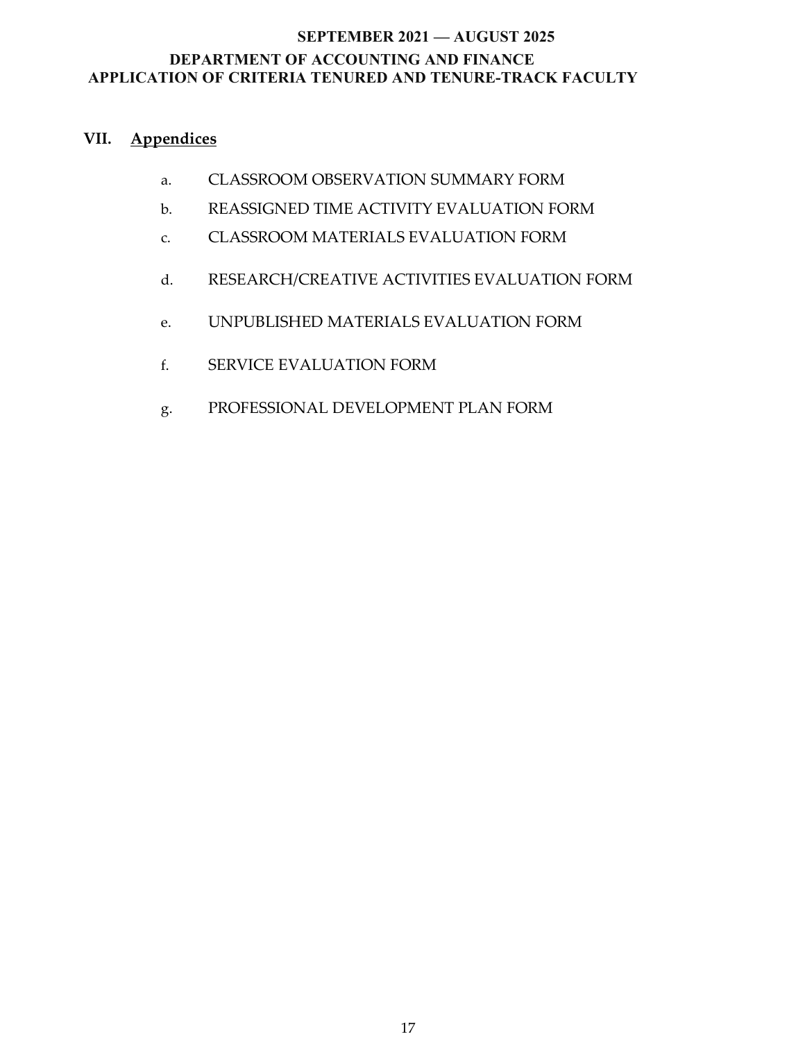## VII. Appendices

a. CLASSROOM OBSERVATION SUMMARY FORM

b. REASSIGNED TIME ACTIVITY EVALUATION FORM

c. CLASSROOM MATERIALS EVALUATION FORM

d. RESEARCH/CREATIVE ACTIVITIES EVALUATION FORM

e. UNPUBLISHED MATERIALS EVALUATION FORM

f. SERVICE EVALUATION FORM

g. PROFESSIONAL DEVELOPMENT PLAN FORM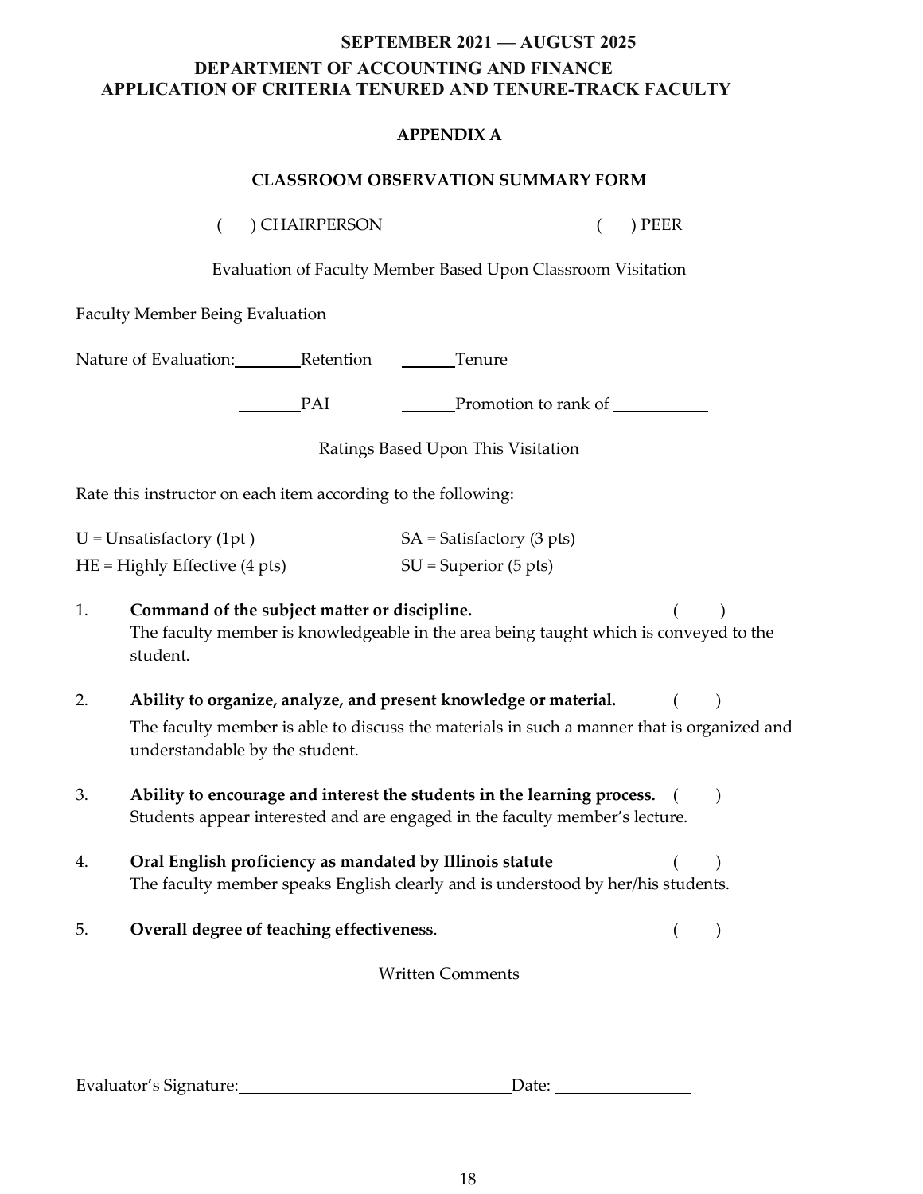**SEPTEMBER 2021 — AUGUST 2025**

**DEPARTMENT OF ACCOUNTING AND FINANCE**
**APPLICATION OF CRITERIA TENURED AND TENURE-TRACK FACULTY**

## APPENDIX A

### CLASSROOM OBSERVATION SUMMARY FORM

(    ) CHAIRPERSON          (    ) PEER

Evaluation of Faculty Member Based Upon Classroom Visitation

Faculty Member Being Evaluation

Nature of Evaluation: ________Retention    ______Tenure

________PAI    ______Promotion to rank of ___________

Ratings Based Upon This Visitation

Rate this instructor on each item according to the following:

U = Unsatisfactory (1pt )    SA = Satisfactory (3 pts)
HE = Highly Effective (4 pts)    SU = Superior (5 pts)

1. **Command of the subject matter or discipline.** (    )
   The faculty member is knowledgeable in the area being taught which is conveyed to the student.

2. **Ability to organize, analyze, and present knowledge or material.** (    )
   The faculty member is able to discuss the materials in such a manner that is organized and understandable by the student.

3. **Ability to encourage and interest the students in the learning process.** (    )
   Students appear interested and are engaged in the faculty member's lecture.

4. **Oral English proficiency as mandated by Illinois statute** (    )
   The faculty member speaks English clearly and is understood by her/his students.

5. **Overall degree of teaching effectiveness**. (    )

Written Comments

Evaluator's Signature:________________________________Date: ________________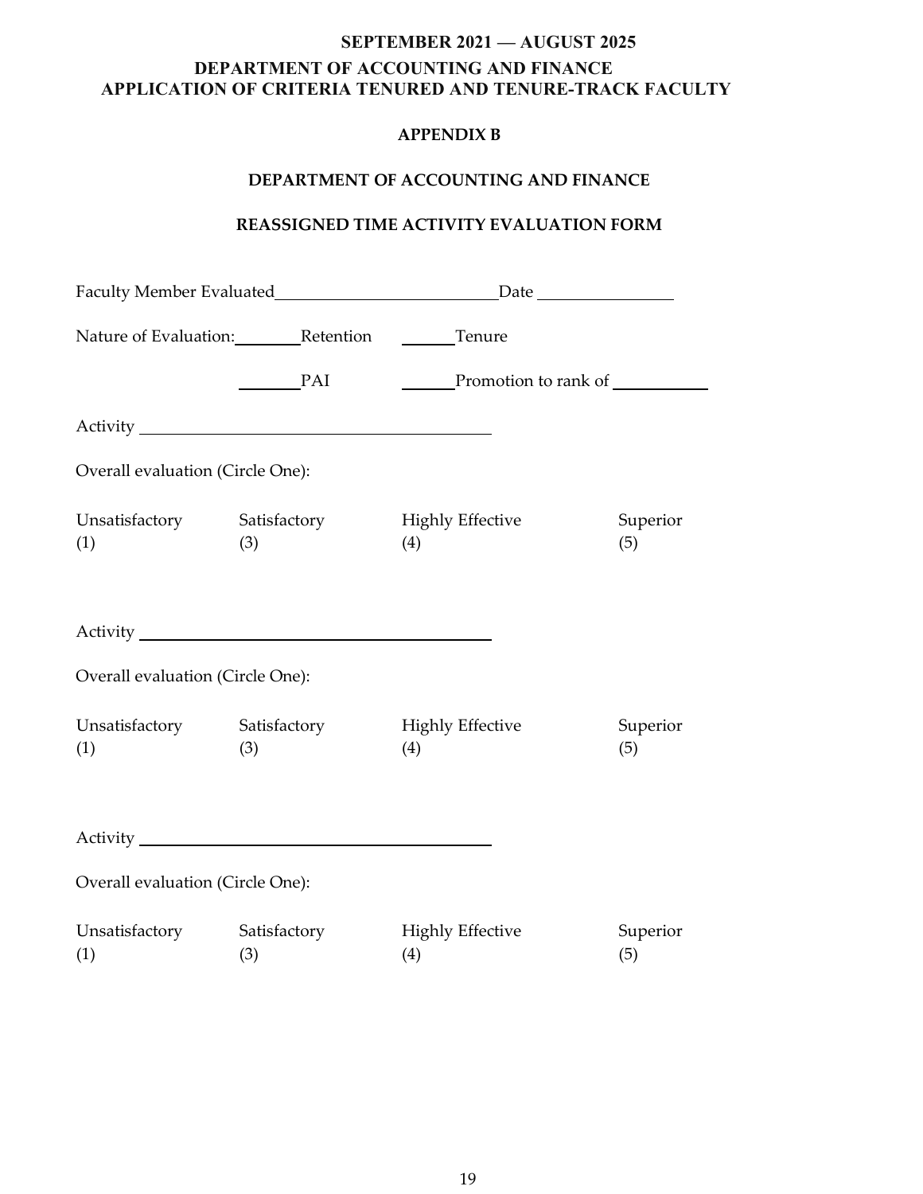## APPENDIX B

## DEPARTMENT OF ACCOUNTING AND FINANCE

## REASSIGNED TIME ACTIVITY EVALUATION FORM

Faculty Member Evaluated__________________________Date ________________

Nature of Evaluation: ________Retention ______Tenure

________PAI ______Promotion to rank of ___________

Activity __________________________________________

Overall evaluation (Circle One):

| Unsatisfactory | Satisfactory | Highly Effective | Superior |
|---|---|---|---|
| (1) | (3) | (4) | (5) |

Activity __________________________________________

Overall evaluation (Circle One):

| Unsatisfactory | Satisfactory | Highly Effective | Superior |
|---|---|---|---|
| (1) | (3) | (4) | (5) |

Activity __________________________________________

Overall evaluation (Circle One):

| Unsatisfactory | Satisfactory | Highly Effective | Superior |
|---|---|---|---|
| (1) | (3) | (4) | (5) |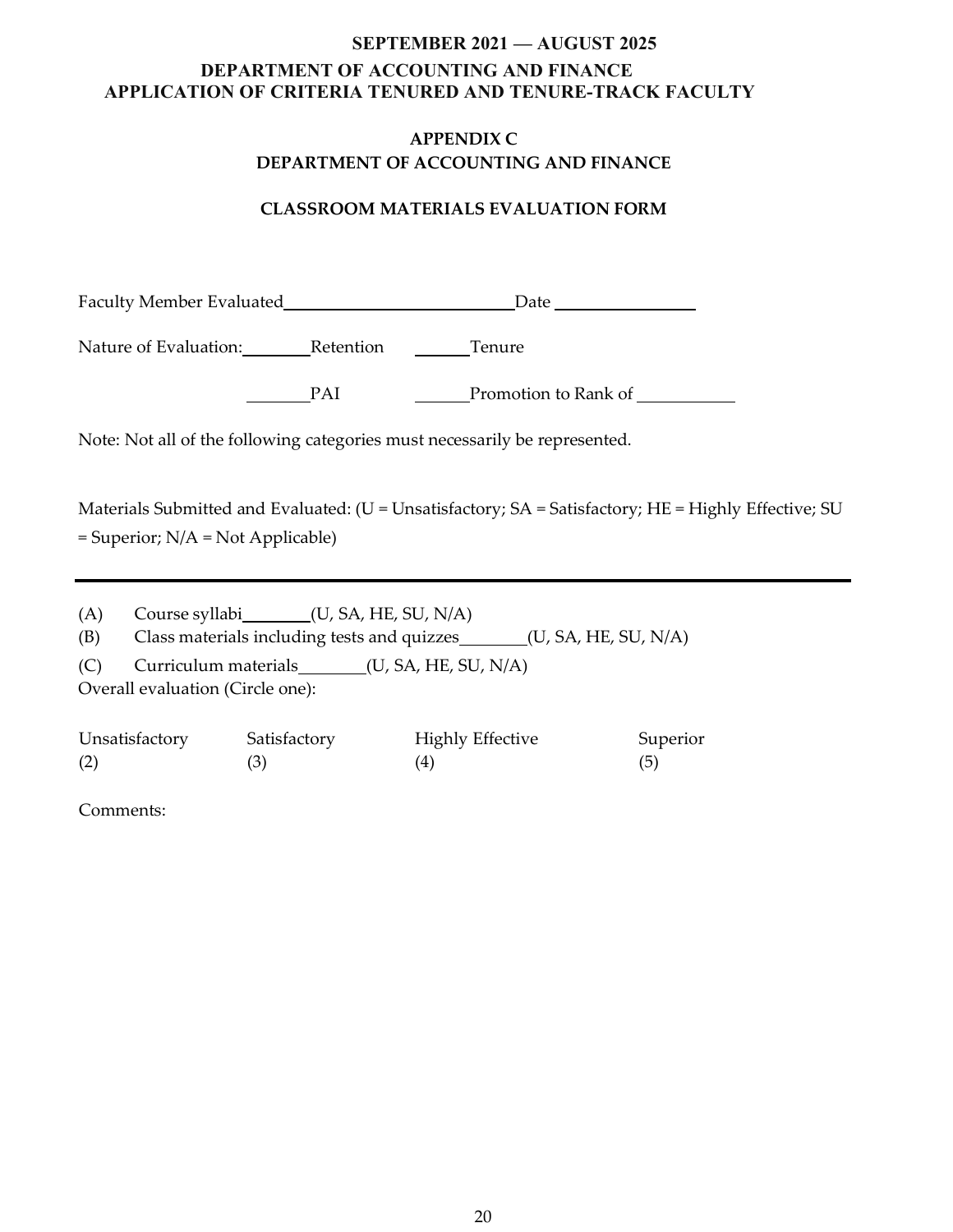**SEPTEMBER 2021 — AUGUST 2025**
**DEPARTMENT OF ACCOUNTING AND FINANCE**
**APPLICATION OF CRITERIA TENURED AND TENURE-TRACK FACULTY**

## APPENDIX C
## DEPARTMENT OF ACCOUNTING AND FINANCE

### CLASSROOM MATERIALS EVALUATION FORM

Faculty Member Evaluated\_\_\_\_\_\_\_\_\_\_\_\_\_\_\_\_\_\_\_\_\_\_\_\_\_\_\_Date \_\_\_\_\_\_\_\_\_\_\_\_\_\_\_\_

Nature of Evaluation: \_\_\_\_\_\_\_\_Retention \_\_\_\_\_\_\_Tenure

\_\_\_\_\_\_\_\_PAI \_\_\_\_\_\_\_Promotion to Rank of \_\_\_\_\_\_\_\_\_\_\_

Note: Not all of the following categories must necessarily be represented.

Materials Submitted and Evaluated: (U = Unsatisfactory; SA = Satisfactory; HE = Highly Effective; SU = Superior; N/A = Not Applicable)

---

(A) Course syllabi\_\_\_\_\_\_\_\_(U, SA, HE, SU, N/A)
(B) Class materials including tests and quizzes\_\_\_\_\_\_\_\_(U, SA, HE, SU, N/A)
(C) Curriculum materials\_\_\_\_\_\_\_\_(U, SA, HE, SU, N/A)

Overall evaluation (Circle one):

| Unsatisfactory | Satisfactory | Highly Effective | Superior |
|---|---|---|---|
| (2) | (3) | (4) | (5) |

Comments: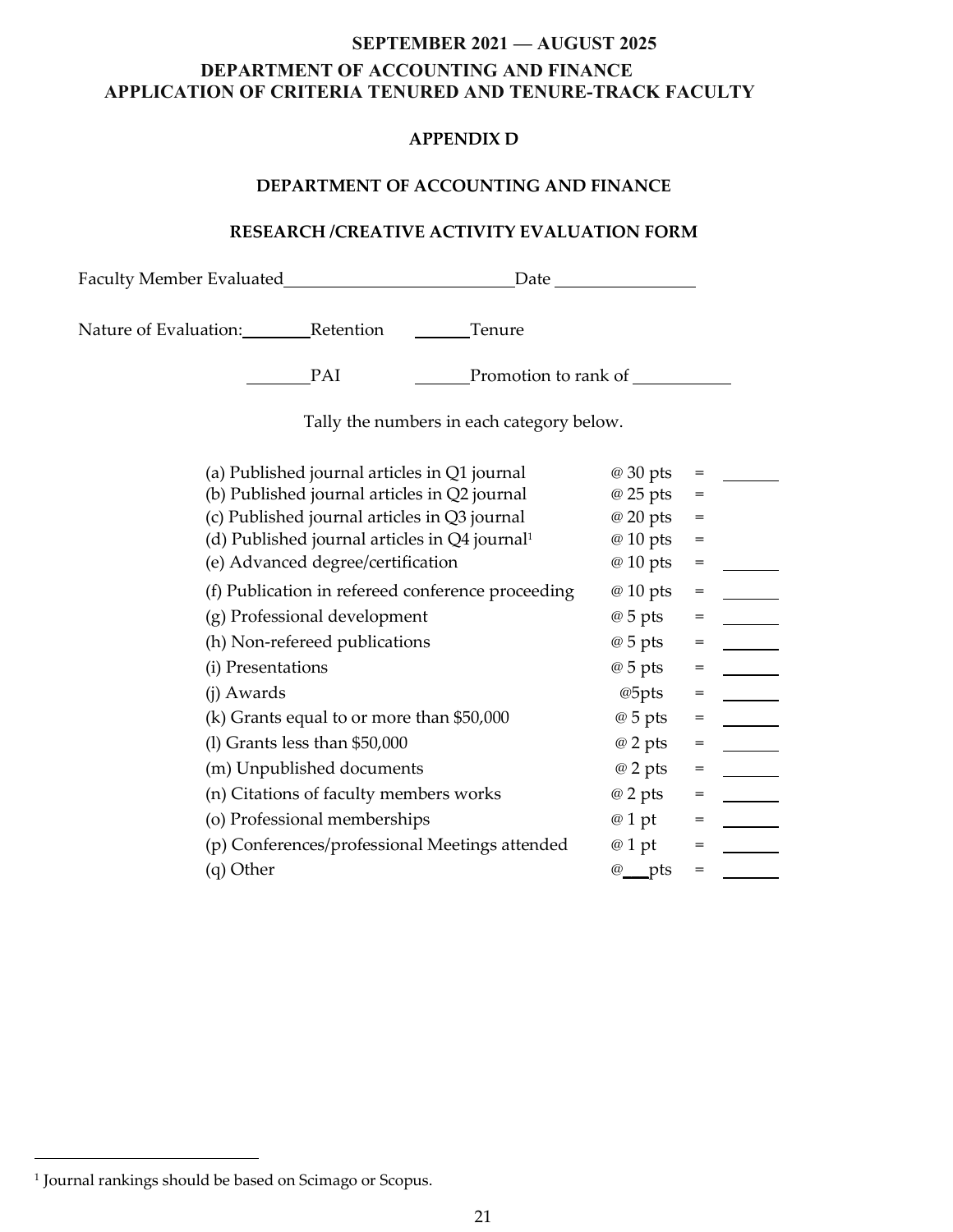**SEPTEMBER 2021 — AUGUST 2025**
**DEPARTMENT OF ACCOUNTING AND FINANCE**
**APPLICATION OF CRITERIA TENURED AND TENURE-TRACK FACULTY**

## APPENDIX D

## DEPARTMENT OF ACCOUNTING AND FINANCE

## RESEARCH /CREATIVE ACTIVITY EVALUATION FORM

Faculty Member Evaluated_______________________Date _____________

Nature of Evaluation:_______Retention ______Tenure

_______PAI ______Promotion to rank of __________

Tally the numbers in each category below.

| Category | Points | | |
|---|---|---|---|
| (a) Published journal articles in Q1 journal | @ 30 pts | = | ______ |
| (b) Published journal articles in Q2 journal | @ 25 pts | = | |
| (c) Published journal articles in Q3 journal | @ 20 pts | = | |
| (d) Published journal articles in Q4 journal[1] | @ 10 pts | = | |
| (e) Advanced degree/certification | @ 10 pts | = | ______ |
| (f) Publication in refereed conference proceeding | @ 10 pts | = | ______ |
| (g) Professional development | @ 5 pts | = | ______ |
| (h) Non-refereed publications | @ 5 pts | = | ______ |
| (i) Presentations | @ 5 pts | = | ______ |
| (j) Awards | @5pts | = | ______ |
| (k) Grants equal to or more than $50,000 | @ 5 pts | = | ______ |
| (l) Grants less than $50,000 | @ 2 pts | = | ______ |
| (m) Unpublished documents | @ 2 pts | = | ______ |
| (n) Citations of faculty members works | @ 2 pts | = | ______ |
| (o) Professional memberships | @ 1 pt | = | ______ |
| (p) Conferences/professional Meetings attended | @ 1 pt | = | ______ |
| (q) Other | @___pts | = | ______ |

[1] Journal rankings should be based on Scimago or Scopus.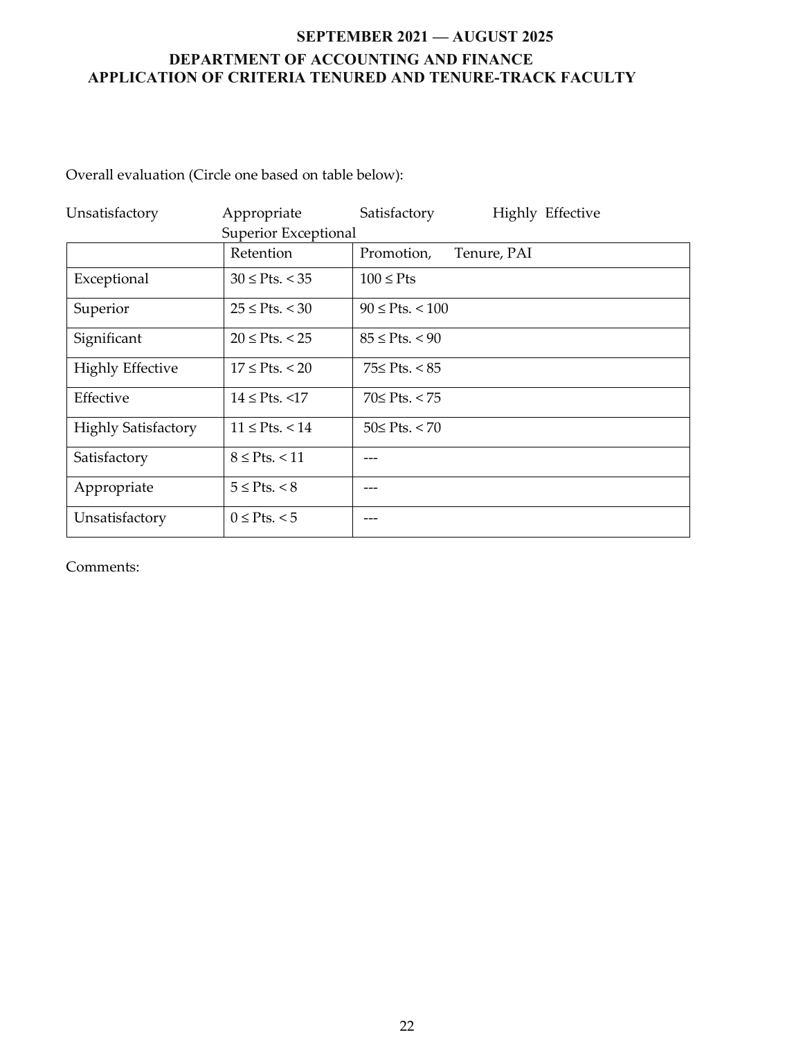# SEPTEMBER 2021 — AUGUST 2025

## DEPARTMENT OF ACCOUNTING AND FINANCE
## APPLICATION OF CRITERIA TENURED AND TENURE-TRACK FACULTY

Overall evaluation (Circle one based on table below):

Unsatisfactory    Appropriate    Satisfactory    Highly Effective
Superior Exceptional

| | Retention | Promotion, Tenure, PAI |
|---|---|---|
| Exceptional | 30 ≤ Pts. < 35 | 100 ≤ Pts |
| Superior | 25 ≤ Pts. < 30 | 90 ≤ Pts. < 100 |
| Significant | 20 ≤ Pts. < 25 | 85 ≤ Pts. < 90 |
| Highly Effective | 17 ≤ Pts. < 20 | 75≤ Pts. < 85 |
| Effective | 14 ≤ Pts. <17 | 70≤ Pts. < 75 |
| Highly Satisfactory | 11 ≤ Pts. < 14 | 50≤ Pts. < 70 |
| Satisfactory | 8 ≤ Pts. < 11 | --- |
| Appropriate | 5 ≤ Pts. < 8 | --- |
| Unsatisfactory | 0 ≤ Pts. < 5 | --- |

Comments: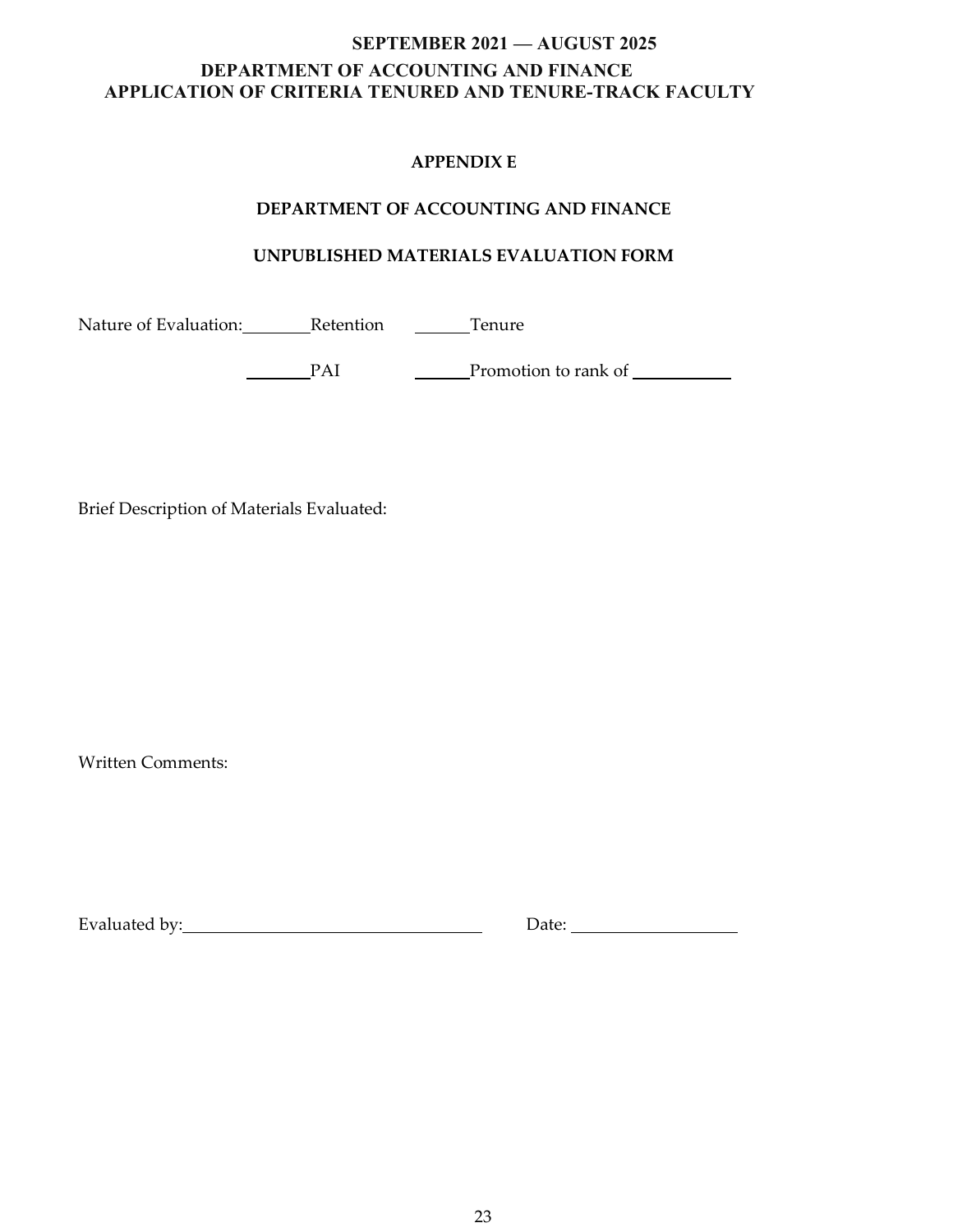## APPENDIX E

## DEPARTMENT OF ACCOUNTING AND FINANCE

## UNPUBLISHED MATERIALS EVALUATION FORM

Nature of Evaluation: ________ Retention ______ Tenure

________ PAI ______ Promotion to rank of ___________

Brief Description of Materials Evaluated:

Written Comments:

Evaluated by: ___________________________________ Date: ___________________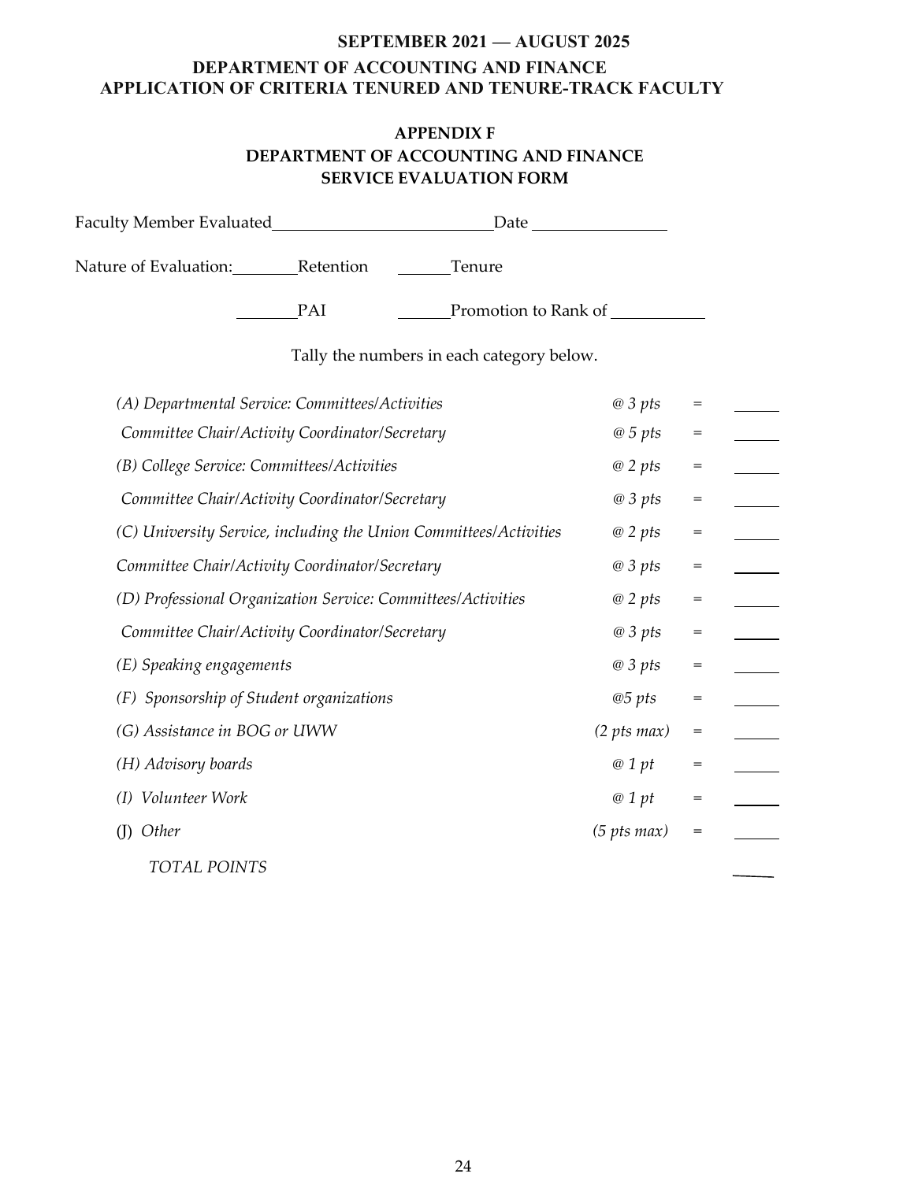**SEPTEMBER 2021 — AUGUST 2025**
**DEPARTMENT OF ACCOUNTING AND FINANCE**
**APPLICATION OF CRITERIA TENURED AND TENURE-TRACK FACULTY**

# APPENDIX F
## DEPARTMENT OF ACCOUNTING AND FINANCE
## SERVICE EVALUATION FORM

Faculty Member Evaluated\_\_\_\_\_\_\_\_\_\_\_\_\_\_\_\_\_\_\_\_\_\_\_\_\_\_Date \_\_\_\_\_\_\_\_\_\_\_\_\_\_\_\_

Nature of Evaluation: \_\_\_\_\_\_\_\_Retention \_\_\_\_\_\_Tenure

\_\_\_\_\_\_\_\_PAI \_\_\_\_\_\_Promotion to Rank of \_\_\_\_\_\_\_\_\_\_\_

Tally the numbers in each category below.

| | | | |
|---|---|---|---|
| *(A) Departmental Service: Committees/Activities* | *@ 3 pts* | = | \_\_\_\_\_\_ |
| *Committee Chair/Activity Coordinator/Secretary* | *@ 5 pts* | = | \_\_\_\_\_\_ |
| *(B) College Service: Committees/Activities* | *@ 2 pts* | = | \_\_\_\_\_\_ |
| *Committee Chair/Activity Coordinator/Secretary* | *@ 3 pts* | = | \_\_\_\_\_\_ |
| *(C) University Service, including the Union Committees/Activities* | *@ 2 pts* | = | \_\_\_\_\_\_ |
| *Committee Chair/Activity Coordinator/Secretary* | *@ 3 pts* | = | \_\_\_\_\_\_ |
| *(D) Professional Organization Service: Committees/Activities* | *@ 2 pts* | = | \_\_\_\_\_\_ |
| *Committee Chair/Activity Coordinator/Secretary* | *@ 3 pts* | = | \_\_\_\_\_\_ |
| *(E) Speaking engagements* | *@ 3 pts* | = | \_\_\_\_\_\_ |
| *(F) Sponsorship of Student organizations* | *@5 pts* | = | \_\_\_\_\_\_ |
| *(G) Assistance in BOG or UWW* | *(2 pts max)* | = | \_\_\_\_\_\_ |
| *(H) Advisory boards* | *@ 1 pt* | = | \_\_\_\_\_\_ |
| *(I) Volunteer Work* | *@ 1 pt* | = | \_\_\_\_\_\_ |
| (J) *Other* | *(5 pts max)* | = | \_\_\_\_\_\_ |
| *TOTAL POINTS* | | | \_\_\_\_\_\_ |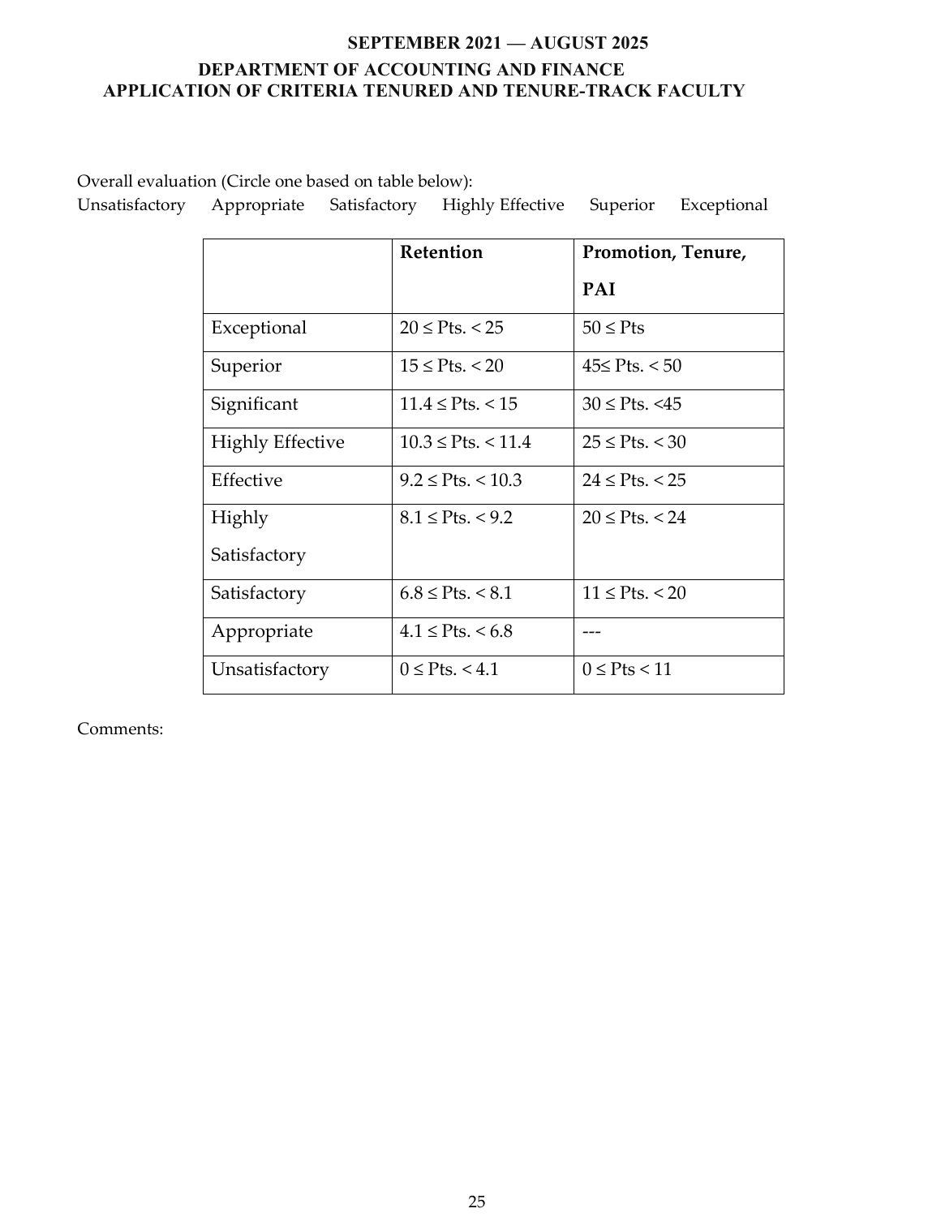**SEPTEMBER 2021 — AUGUST 2025**
**DEPARTMENT OF ACCOUNTING AND FINANCE**
**APPLICATION OF CRITERIA TENURED AND TENURE-TRACK FACULTY**

Overall evaluation (Circle one based on table below):

Unsatisfactory     Appropriate     Satisfactory     Highly Effective     Superior     Exceptional

| | **Retention** | **Promotion, Tenure, PAI** |
|---|---|---|
| Exceptional | 20 ≤ Pts. < 25 | 50 ≤ Pts |
| Superior | 15 ≤ Pts. < 20 | 45≤ Pts. < 50 |
| Significant | 11.4 ≤ Pts. < 15 | 30 ≤ Pts. <45 |
| Highly Effective | 10.3 ≤ Pts. < 11.4 | 25 ≤ Pts. < 30 |
| Effective | 9.2 ≤ Pts. < 10.3 | 24 ≤ Pts. < 25 |
| Highly Satisfactory | 8.1 ≤ Pts. < 9.2 | 20 ≤ Pts. < 24 |
| Satisfactory | 6.8 ≤ Pts. < 8.1 | 11 ≤ Pts. < 20 |
| Appropriate | 4.1 ≤ Pts. < 6.8 | --- |
| Unsatisfactory | 0 ≤ Pts. < 4.1 | 0 ≤ Pts < 11 |

Comments: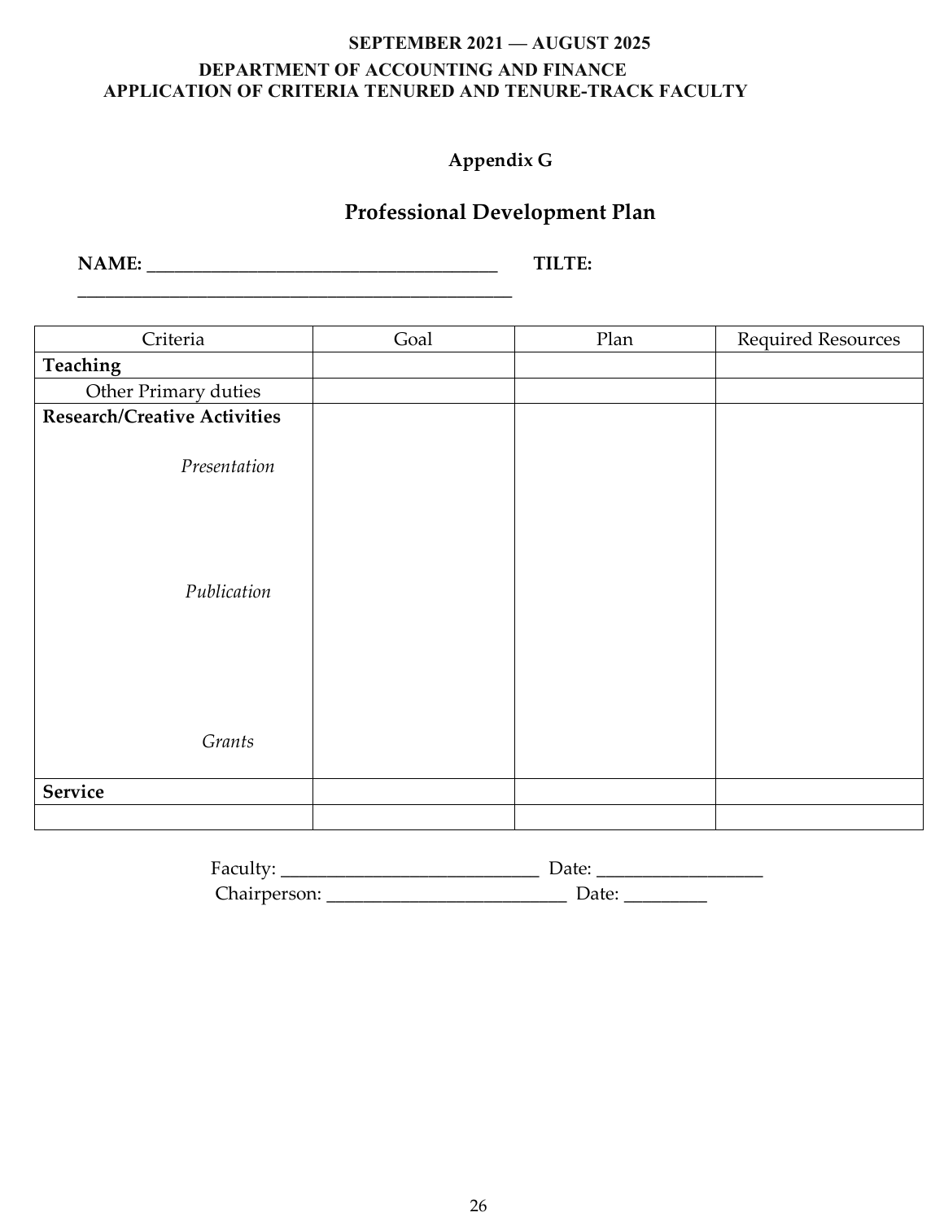**SEPTEMBER 2021 — AUGUST 2025**
**DEPARTMENT OF ACCOUNTING AND FINANCE**
**APPLICATION OF CRITERIA TENURED AND TENURE-TRACK FACULTY**

## Appendix G

## Professional Development Plan

**NAME:** ______________________________________ **TILTE:** ______________________________________________

| Criteria | Goal | Plan | Required Resources |
|---|---|---|---|
| **Teaching** | | | |
| Other Primary duties | | | |
| **Research/Creative Activities** <br> *Presentation* <br> *Publication* <br> *Grants* | | | |
| **Service** | | | |
| | | | |

Faculty: ____________________________ Date: __________________
Chairperson: __________________________ Date: _________